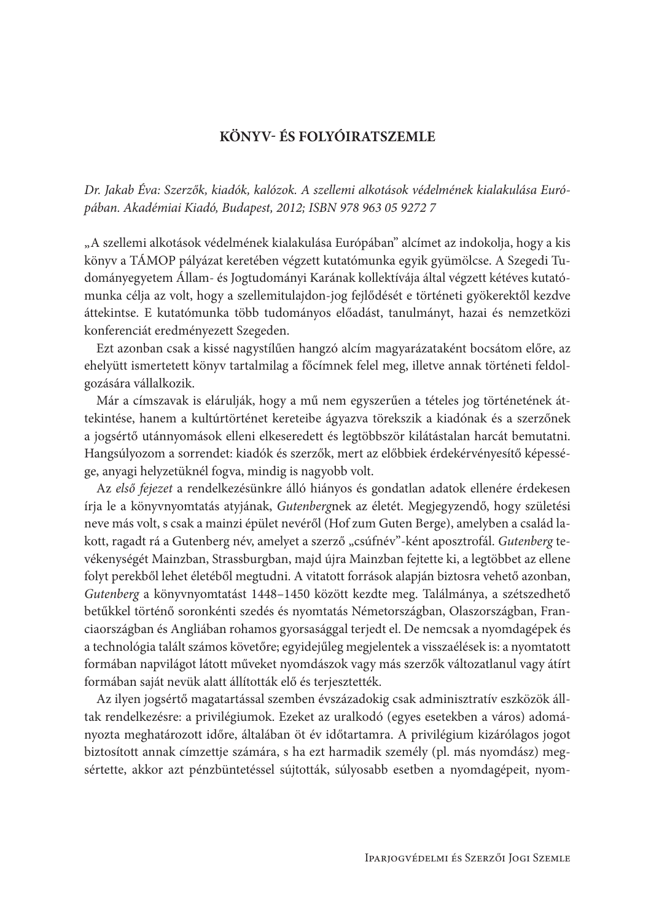## KÖNYV- ÉS FOLYÓIRATSZEMLE

*Dr. Jakab Éva: Szerzők, kiadók, kalózok. A szellemi alkotások védelmének kialakulása Európában. Akadémiai Kiadó, Budapest, 2012; ISBN 978 963 05 9272 7*

„A szellemi alkotások védelmének kialakulása Európában" alcímet az indokolja, hogy a kis könyv a TÁMOP pályázat keretében végzett kutatómunka egyik gyümölcse. A Szegedi Tudományegyetem Állam- és Jogtudományi Karának kollektívája által végzett kétéves kutatómunka célja az volt, hogy a szellemitulajdon-jog fejlődését e történeti gyökerektől kezdve áttekintse. E kutatómunka több tudományos előadást, tanulmányt, hazai és nemzetközi konferenciát eredményezett Szegeden.

Ezt azonban csak a kissé nagystílűen hangzó alcím magyarázataként bocsátom előre, az ehelyütt ismertetett könyv tartalmilag a főcímnek felel meg, illetve annak történeti feldolgozására vállalkozik.

Már a címszavak is elárulják, hogy a mű nem egyszerűen a tételes jog történetének áttekintése, hanem a kultúrtörténet kereteibe ágyazva törekszik a kiadónak és a szerzőnek a jogsértő utánnyomások elleni elkeseredett és legtöbbször kilátástalan harcát bemutatni. Hangsúlyozom a sorrendet: kiadók és szerzők, mert az előbbiek érdekérvényesítő képessége, anyagi helyzetüknél fogva, mindig is nagyobb volt.

Az *első fejezet* a rendelkezésünkre álló hiányos és gondatlan adatok ellenére érdekesen írja le a könyvnyomtatás atyjának, *Gutenberg*nek az életét. Megjegyzendő, hogy születési neve más volt, s csak a mainzi épület nevéről (Hof zum Guten Berge), amelyben a család lakott, ragadt rá a Gutenberg név, amelyet a szerző „csúfnév"-ként aposztrofál. *Gutenberg* tevékenységét Mainzban, Strassburgban, majd újra Mainzban fejtette ki, a legtöbbet az ellene folyt perekből lehet életéből megtudni. A vitatott források alapján biztosra vehető azonban, *Gutenberg* a könyvnyomtatást 1448–1450 között kezdte meg. Találmánya, a szétszedhető betűkkel történő soronkénti szedés és nyomtatás Németországban, Olaszországban, Franciaországban és Angliában rohamos gyorsasággal terjedt el. De nemcsak a nyomdagépek és a technológia talált számos követőre; egyidejűleg megjelentek a visszaélések is: a nyomtatott formában napvilágot látott műveket nyomdászok vagy más szerzők változatlanul vagy átírt formában saját nevük alatt állították elő és terjesztették.

Az ilyen jogsértő magatartással szemben évszázadokig csak adminisztratív eszközök álltak rendelkezésre: a privilégiumok. Ezeket az uralkodó (egyes esetekben a város) adományozta meghatározott időre, általában öt év időtartamra. A privilégium kizárólagos jogot biztosított annak címzettje számára, s ha ezt harmadik személy (pl. más nyomdász) megsértette, akkor azt pénzbüntetéssel sújtották, súlyosabb esetben a nyomdagépeit, nyom-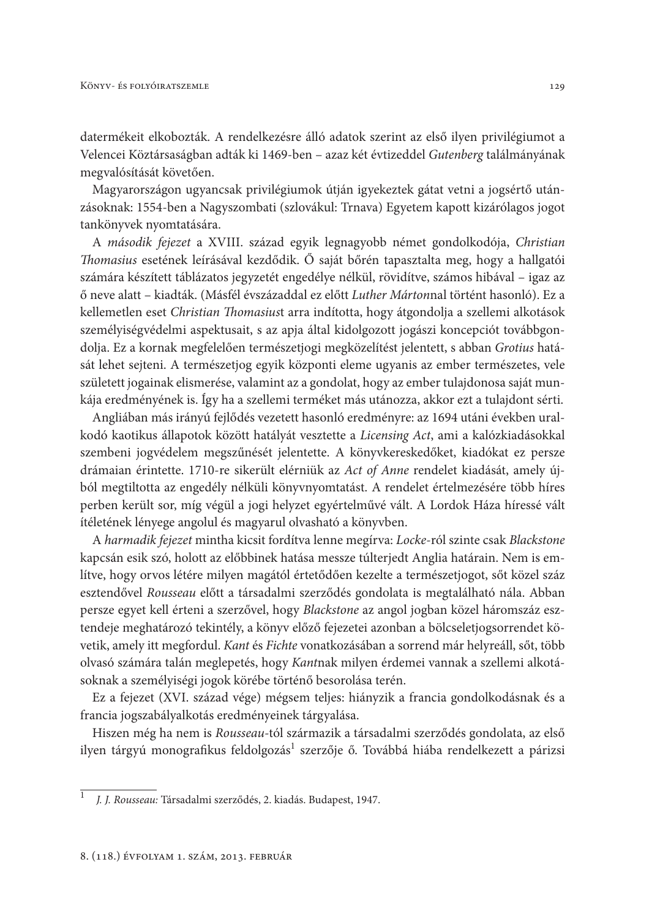datermékeit elkobozták. A rendelkezésre álló adatok szerint az első ilyen privilégiumot a Velencei Köztársaságban adták ki 1469-ben – azaz két évtizeddel *Gutenberg* találmányának megvalósítását követően.

Magyarországon ugyancsak privilégiumok útján igyekeztek gátat vetni a jogsértő utánzásoknak: 1554-ben a Nagyszombati (szlovákul: Trnava) Egyetem kapott kizárólagos jogot tankönyvek nyomtatására.

A *második fejezet* a XVIII. század egyik legnagyobb német gondolkodója, *Christian Thomasius* esetének leírásával kezdődik. Ő saját bőrén tapasztalta meg, hogy a hallgatói számára készített táblázatos jegyzetét engedélye nélkül, rövidítve, számos hibával – igaz az ő neve alatt – kiadták. (Másfél évszázaddal ez előtt *Luther Márton*nal történt hasonló). Ez a kellemetlen eset *Christian Thomasius*t arra indította, hogy átgondolja a szellemi alkotások személyiségvédelmi aspektusait, s az apja által kidolgozott jogászi koncepciót továbbgondolja. Ez a kornak megfelelően természetjogi megközelítést jelentett, s abban *Grotius* hatását lehet sejteni. A természetjog egyik központi eleme ugyanis az ember természetes, vele született jogainak elismerése, valamint az a gondolat, hogy az ember tulajdonosa saját munkája eredményének is. Így ha a szellemi terméket más utánozza, akkor ezt a tulajdont sérti.

Angliában más irányú fejlődés vezetett hasonló eredményre: az 1694 utáni években uralkodó kaotikus állapotok között hatályát vesztette a *Licensing Act*, ami a kalózkiadásokkal szembeni jogvédelem megszűnését jelentette. A könyvkereskedőket, kiadókat ez persze drámaian érintette. 1710-re sikerült elérniük az *Act of Anne* rendelet kiadását, amely újból megtiltotta az engedély nélküli könyvnyomtatást. A rendelet értelmezésére több híres perben került sor, míg végül a jogi helyzet egyértelművé vált. A Lordok Háza híressé vált ítéletének lényege angolul és magyarul olvasható a könyvben.

A *harmadik fejezet* mintha kicsit fordítva lenne megírva: *Locke*-ról szinte csak *Blackstone* kapcsán esik szó, holott az előbbinek hatása messze túlterjedt Anglia határain. Nem is említve, hogy orvos létére milyen magától értetődően kezelte a természetjogot, sőt közel száz esztendővel *Rousseau* előtt a társadalmi szerződés gondolata is megtalálható nála. Abban persze egyet kell érteni a szerzővel, hogy *Blackstone* az angol jogban közel háromszáz esztendeje meghatározó tekintély, a könyv előző fejezetei azonban a bölcseletjogsorrendet követik, amely itt megfordul. *Kant* és *Fichte* vonatkozásában a sorrend már helyreáll, sőt, több olvasó számára talán meglepetés, hogy *Kant*nak milyen érdemei vannak a szellemi alkotásoknak a személyiségi jogok körébe történő besorolása terén.

Ez a fejezet (XVI. század vége) mégsem teljes: hiányzik a francia gondolkodásnak és a francia jogszabályalkotás eredményeinek tárgyalása.

Hiszen még ha nem is *Rousseau*-tól származik a társadalmi szerződés gondolata, az első ilyen tárgyú monografikus feldolgozás[1] szerzője ő. Továbbá hiába rendelkezett a párizsi

[1] *J. J. Rousseau:* Társadalmi szerződés, 2. kiadás. Budapest, 1947.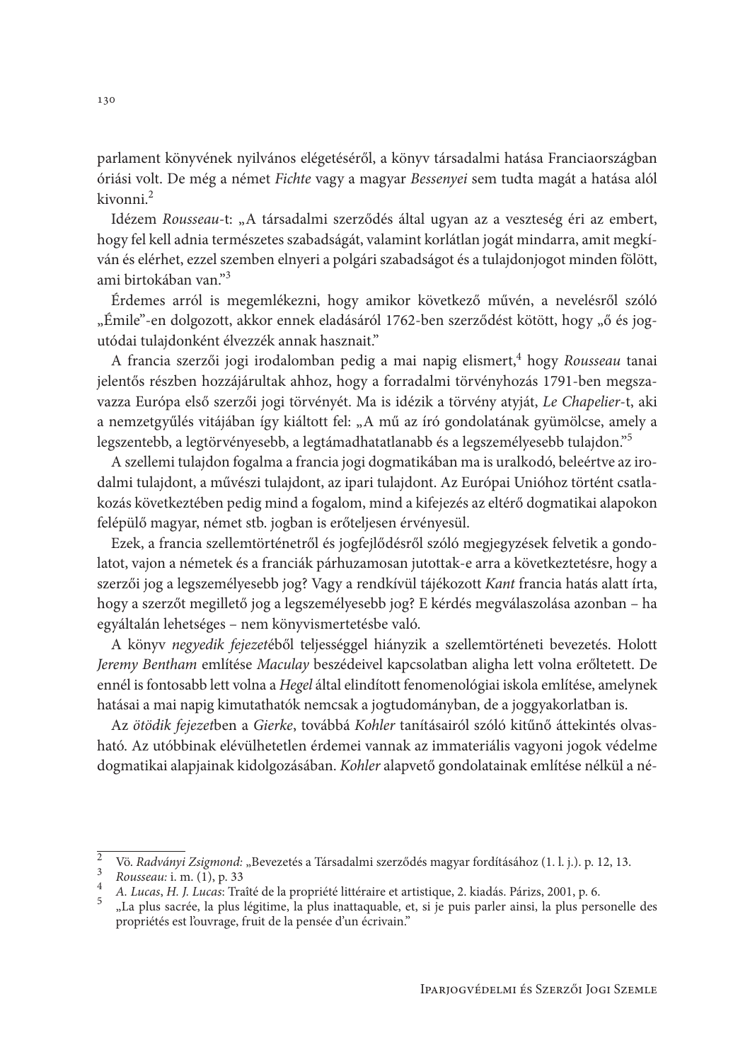parlament könyvének nyilvános elégetéséről, a könyv társadalmi hatása Franciaországban óriási volt. De még a német *Fichte* vagy a magyar *Bessenyei* sem tudta magát a hatása alól kivonni.[2]

Idézem *Rousseau*-t: „A társadalmi szerződés által ugyan az a veszteség éri az embert, hogy fel kell adnia természetes szabadságát, valamint korlátlan jogát mindarra, amit megkíván és elérhet, ezzel szemben elnyeri a polgári szabadságot és a tulajdonjogot minden fölött, ami birtokában van."[3]

Érdemes arról is megemlékezni, hogy amikor következő művén, a nevelésről szóló „Émile"-en dolgozott, akkor ennek eladásáról 1762-ben szerződést kötött, hogy „ő és jogutódai tulajdonként élvezzék annak hasznait."

A francia szerzői jogi irodalomban pedig a mai napig elismert,[4] hogy *Rousseau* tanai jelentős részben hozzájárultak ahhoz, hogy a forradalmi törvényhozás 1791-ben megszavazza Európa első szerzői jogi törvényét. Ma is idézik a törvény atyját, *Le Chapelier*-t, aki a nemzetgyűlés vitájában így kiáltott fel: „A mű az író gondolatának gyümölcse, amely a legszentebb, a legtörvényesebb, a legtámadhatatlanabb és a legszemélyesebb tulajdon."[5]

A szellemi tulajdon fogalma a francia jogi dogmatikában ma is uralkodó, beleértve az irodalmi tulajdont, a művészi tulajdont, az ipari tulajdont. Az Európai Unióhoz történt csatlakozás következtében pedig mind a fogalom, mind a kifejezés az eltérő dogmatikai alapokon felépülő magyar, német stb. jogban is erőteljesen érvényesül.

Ezek, a francia szellemtörténetről és jogfejlődésről szóló megjegyzések felvetik a gondolatot, vajon a németek és a franciák párhuzamosan jutottak-e arra a következtetésre, hogy a szerzői jog a legszemélyesebb jog? Vagy a rendkívül tájékozott *Kant* francia hatás alatt írta, hogy a szerzőt megillető jog a legszemélyesebb jog? E kérdés megválaszolása azonban – ha egyáltalán lehetséges – nem könyvismertetésbe való.

A könyv *negyedik fejezet*éből teljességgel hiányzik a szellemtörténeti bevezetés. Holott *Jeremy Bentham* említése *Maculay* beszédeivel kapcsolatban aligha lett volna erőltetett. De ennél is fontosabb lett volna a *Hegel* által elindított fenomenológiai iskola említése, amelynek hatásai a mai napig kimutathatók nemcsak a jogtudományban, de a joggyakorlatban is.

Az *ötödik fejezet*ben a *Gierke*, továbbá *Kohler* tanításairól szóló kitűnő áttekintés olvasható. Az utóbbinak elévülhetetlen érdemei vannak az immateriális vagyoni jogok védelme dogmatikai alapjainak kidolgozásában. *Kohler* alapvető gondolatainak említése nélkül a né-

---

[2] Vö. *Radványi Zsigmond:* „Bevezetés a Társadalmi szerződés magyar fordításához (1. l. j.). p. 12, 13.

[3] *Rousseau:* i. m. (1), p. 33

[4] *A. Lucas*, *H. J. Lucas*: Traîté de la propriété littéraire et artistique, 2. kiadás. Párizs, 2001, p. 6.

[5] „La plus sacrée, la plus légitime, la plus inattaquable, et, si je puis parler ainsi, la plus personelle des propriétés est l'ouvrage, fruit de la pensée d'un écrivain."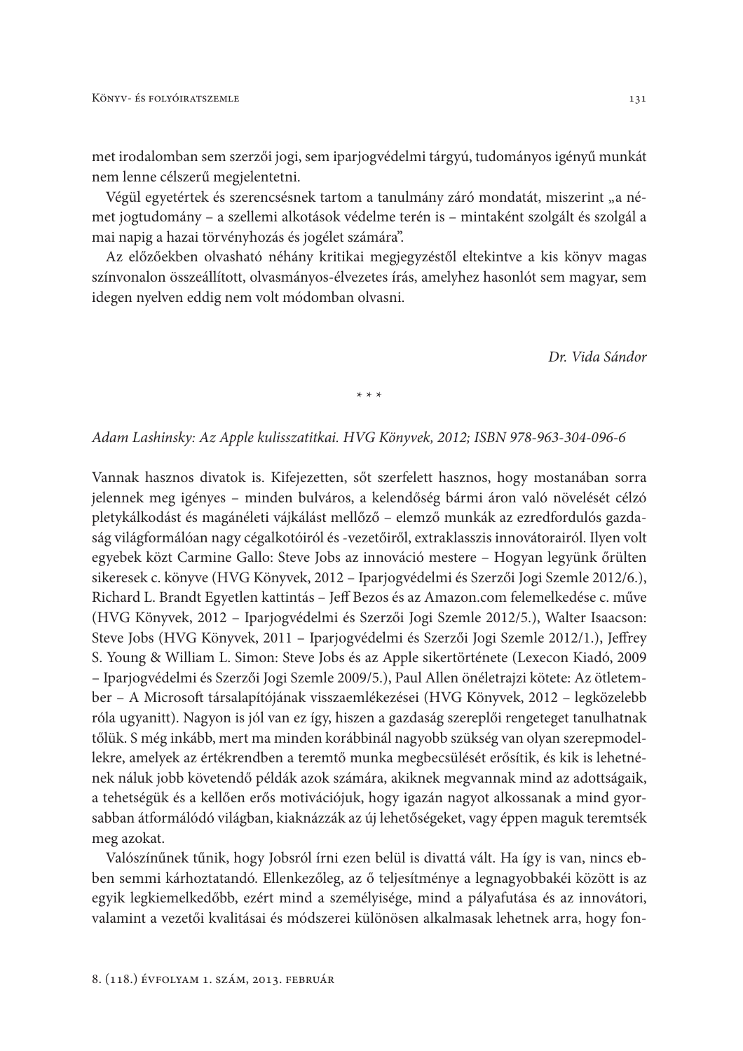met irodalomban sem szerzői jogi, sem iparjogvédelmi tárgyú, tudományos igényű munkát nem lenne célszerű megjelentetni.

Végül egyetértek és szerencsésnek tartom a tanulmány záró mondatát, miszerint „a német jogtudomány – a szellemi alkotások védelme terén is – mintaként szolgált és szolgál a mai napig a hazai törvényhozás és jogélet számára".

Az előzőekben olvasható néhány kritikai megjegyzéstől eltekintve a kis könyv magas színvonalon összeállított, olvasmányos-élvezetes írás, amelyhez hasonlót sem magyar, sem idegen nyelven eddig nem volt módomban olvasni.

*Dr. Vida Sándor*

\* \* \*

*Adam Lashinsky: Az Apple kulisszatitkai. HVG Könyvek, 2012; ISBN 978-963-304-096-6*

Vannak hasznos divatok is. Kifejezetten, sőt szerfelett hasznos, hogy mostanában sorra jelennek meg igényes – minden bulváros, a kelendőség bármi áron való növelését célzó pletykálkodást és magánéleti vájkálást mellőző – elemző munkák az ezredfordulós gazdaság világformálóan nagy cégalkotóiról és -vezetőiről, extraklasszis innovátorairól. Ilyen volt egyebek közt Carmine Gallo: Steve Jobs az innováció mestere – Hogyan legyünk őrülten sikeresek c. könyve (HVG Könyvek, 2012 – Iparjogvédelmi és Szerzői Jogi Szemle 2012/6.), Richard L. Brandt Egyetlen kattintás – Jeff Bezos és az Amazon.com felemelkedése c. műve (HVG Könyvek, 2012 – Iparjogvédelmi és Szerzői Jogi Szemle 2012/5.), Walter Isaacson: Steve Jobs (HVG Könyvek, 2011 – Iparjogvédelmi és Szerzői Jogi Szemle 2012/1.), Jeffrey S. Young & William L. Simon: Steve Jobs és az Apple sikertörténete (Lexecon Kiadó, 2009 – Iparjogvédelmi és Szerzői Jogi Szemle 2009/5.), Paul Allen önéletrajzi kötete: Az ötletember – A Microsoft társalapítójának visszaemlékezései (HVG Könyvek, 2012 – legközelebb róla ugyanitt). Nagyon is jól van ez így, hiszen a gazdaság szereplői rengeteget tanulhatnak tőlük. S még inkább, mert ma minden korábbinál nagyobb szükség van olyan szerepmodellekre, amelyek az értékrendben a teremtő munka megbecsülését erősítik, és kik is lehetnének náluk jobb követendő példák azok számára, akiknek megvannak mind az adottságaik, a tehetségük és a kellően erős motivációjuk, hogy igazán nagyot alkossanak a mind gyorsabban átformálódó világban, kiaknázzák az új lehetőségeket, vagy éppen maguk teremtsék meg azokat.

Valószínűnek tűnik, hogy Jobsról írni ezen belül is divattá vált. Ha így is van, nincs ebben semmi kárhoztatandó. Ellenkezőleg, az ő teljesítménye a legnagyobbakéi között is az egyik legkiemelkedőbb, ezért mind a személyisége, mind a pályafutása és az innovátori, valamint a vezetői kvalitásai és módszerei különösen alkalmasak lehetnek arra, hogy fon-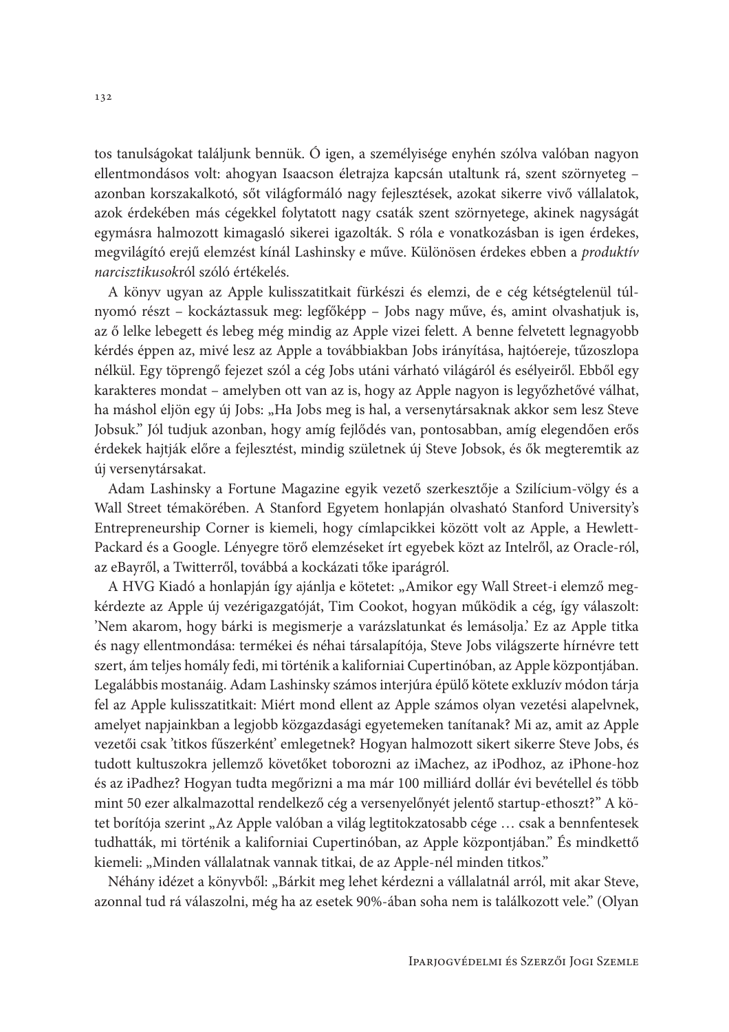tos tanulságokat találjunk bennük. Ó igen, a személyisége enyhén szólva valóban nagyon ellentmondásos volt: ahogyan Isaacson életrajza kapcsán utaltunk rá, szent szörnyeteg – azonban korszakalkotó, sőt világformáló nagy fejlesztések, azokat sikerre vivő vállalatok, azok érdekében más cégekkel folytatott nagy csaták szent szörnyetege, akinek nagyságát egymásra halmozott kimagasló sikerei igazolták. S róla e vonatkozásban is igen érdekes, megvilágító erejű elemzést kínál Lashinsky e műve. Különösen érdekes ebben a *produktív narcisztikusok*ról szóló értékelés.

A könyv ugyan az Apple kulisszatitkait fürkészi és elemzi, de e cég kétségtelenül túlnyomó részt – kockáztassuk meg: legfőképp – Jobs nagy műve, és, amint olvashatjuk is, az ő lelke lebegett és lebeg még mindig az Apple vizei felett. A benne felvetett legnagyobb kérdés éppen az, mivé lesz az Apple a továbbiakban Jobs irányítása, hajtóereje, tűzoszlopa nélkül. Egy töprengő fejezet szól a cég Jobs utáni várható világáról és esélyeiről. Ebből egy karakteres mondat – amelyben ott van az is, hogy az Apple nagyon is legyőzhetővé válhat, ha máshol eljön egy új Jobs: „Ha Jobs meg is hal, a versenytársaknak akkor sem lesz Steve Jobsuk." Jól tudjuk azonban, hogy amíg fejlődés van, pontosabban, amíg elegendően erős érdekek hajtják előre a fejlesztést, mindig születnek új Steve Jobsok, és ők megteremtik az új versenytársakat.

Adam Lashinsky a Fortune Magazine egyik vezető szerkesztője a Szilícium-völgy és a Wall Street témakörében. A Stanford Egyetem honlapján olvasható Stanford University's Entrepreneurship Corner is kiemeli, hogy címlapcikkei között volt az Apple, a Hewlett-Packard és a Google. Lényegre törő elemzéseket írt egyebek közt az Intelről, az Oracle-ról, az eBayről, a Twitterről, továbbá a kockázati tőke iparágról.

A HVG Kiadó a honlapján így ajánlja e kötetet: „Amikor egy Wall Street-i elemző megkérdezte az Apple új vezérigazgatóját, Tim Cookot, hogyan működik a cég, így válaszolt: 'Nem akarom, hogy bárki is megismerje a varázslatunkat és lemásolja.' Ez az Apple titka és nagy ellentmondása: termékei és néhai társalapítója, Steve Jobs világszerte hírnévre tett szert, ám teljes homály fedi, mi történik a kaliforniai Cupertinóban, az Apple központjában. Legalábbis mostanáig. Adam Lashinsky számos interjúra épülő kötete exkluzív módon tárja fel az Apple kulisszatitkait: Miért mond ellent az Apple számos olyan vezetési alapelvnek, amelyet napjainkban a legjobb közgazdasági egyetemeken tanítanak? Mi az, amit az Apple vezetői csak 'titkos fűszerként' emlegetnek? Hogyan halmozott sikert sikerre Steve Jobs, és tudott kultuszokra jellemző követőket toborozni az iMachez, az iPodhoz, az iPhone-hoz és az iPadhez? Hogyan tudta megőrizni a ma már 100 milliárd dollár évi bevétellel és több mint 50 ezer alkalmazottal rendelkező cég a versenyelőnyét jelentő startup-ethoszt?" A kötet borítója szerint „Az Apple valóban a világ legtitokzatosabb cége … csak a bennfentesek tudhatták, mi történik a kaliforniai Cupertinóban, az Apple központjában." És mindkettő kiemeli: „Minden vállalatnak vannak titkai, de az Apple-nél minden titkos."

Néhány idézet a könyvből: „Bárkit meg lehet kérdezni a vállalatnál arról, mit akar Steve, azonnal tud rá válaszolni, még ha az esetek 90%-ában soha nem is találkozott vele." (Olyan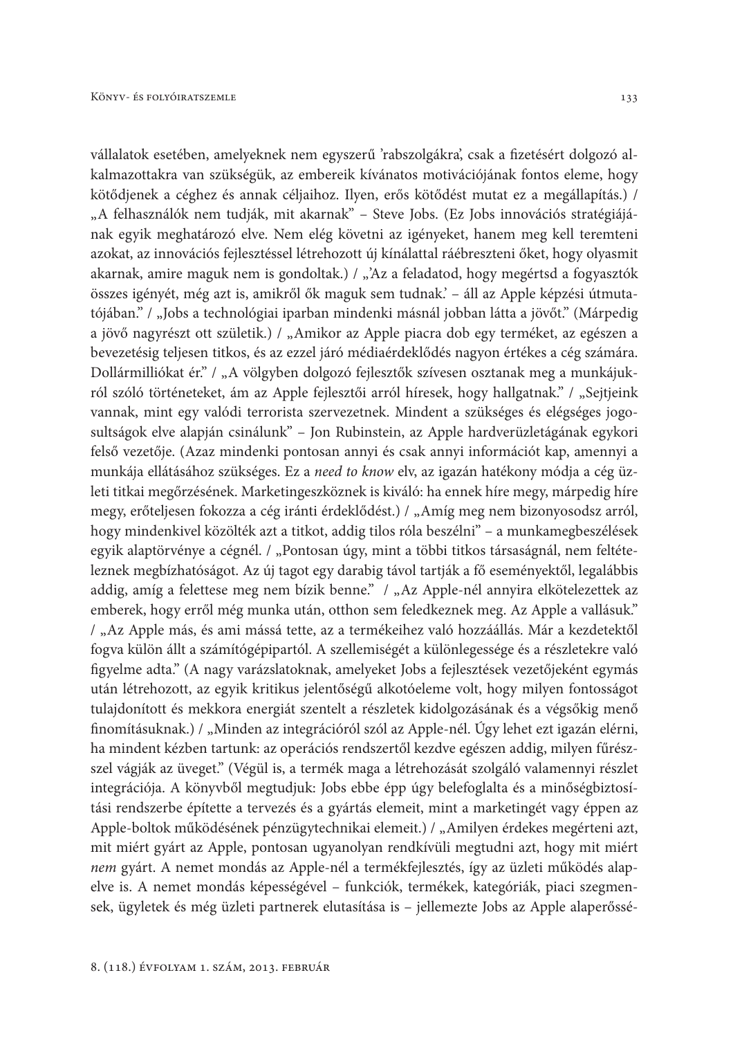vállalatok esetében, amelyeknek nem egyszerű 'rabszolgákra', csak a fizetésért dolgozó alkalmazottakra van szükségük, az embereik kívánatos motivációjának fontos eleme, hogy kötődjenek a céghez és annak céljaihoz. Ilyen, erős kötődést mutat ez a megállapítás.) / „A felhasználók nem tudják, mit akarnak" – Steve Jobs. (Ez Jobs innovációs stratégiájának egyik meghatározó elve. Nem elég követni az igényeket, hanem meg kell teremteni azokat, az innovációs fejlesztéssel létrehozott új kínálattal ráébreszteni őket, hogy olyasmit akarnak, amire maguk nem is gondoltak.) / „'Az a feladatod, hogy megértsd a fogyasztók összes igényét, még azt is, amikről ők maguk sem tudnak.' – áll az Apple képzési útmutatójában." / „Jobs a technológiai iparban mindenki másnál jobban látta a jövőt." (Márpedig a jövő nagyrészt ott születik.) / „Amikor az Apple piacra dob egy terméket, az egészen a bevezetésig teljesen titkos, és az ezzel járó médiaérdeklődés nagyon értékes a cég számára. Dollármilliókat ér." / „A völgyben dolgozó fejlesztők szívesen osztanak meg a munkájukról szóló történeteket, ám az Apple fejlesztői arról híresek, hogy hallgatnak." / „Sejtjeink vannak, mint egy valódi terrorista szervezetnek. Mindent a szükséges és elégséges jogosultságok elve alapján csinálunk" – Jon Rubinstein, az Apple hardverüzletágának egykori felső vezetője. (Azaz mindenki pontosan annyi és csak annyi információt kap, amennyi a munkája ellátásához szükséges. Ez a *need to know* elv, az igazán hatékony módja a cég üzleti titkai megőrzésének. Marketingeszköznek is kiváló: ha ennek híre megy, márpedig híre megy, erőteljesen fokozza a cég iránti érdeklődést.) / „Amíg meg nem bizonyosodsz arról, hogy mindenkivel közölték azt a titkot, addig tilos róla beszélni" – a munkamegbeszélések egyik alaptörvénye a cégnél. / „Pontosan úgy, mint a többi titkos társaságnál, nem feltételeznek megbízhatóságot. Az új tagot egy darabig távol tartják a fő eseményektől, legalábbis addig, amíg a felettese meg nem bízik benne." / „Az Apple-nél annyira elkötelezettek az emberek, hogy erről még munka után, otthon sem feledkeznek meg. Az Apple a vallásuk." / „Az Apple más, és ami mássá tette, az a termékeihez való hozzáállás. Már a kezdetektől fogva külön állt a számítógépipartól. A szellemiségét a különlegessége és a részletekre való figyelme adta." (A nagy varázslatoknak, amelyeket Jobs a fejlesztések vezetőjeként egymás után létrehozott, az egyik kritikus jelentőségű alkotóeleme volt, hogy milyen fontosságot tulajdonított és mekkora energiát szentelt a részletek kidolgozásának és a végsőkig menő finomításuknak.) / „Minden az integrációról szól az Apple-nél. Úgy lehet ezt igazán elérni, ha mindent kézben tartunk: az operációs rendszertől kezdve egészen addig, milyen fűrésszel vágják az üveget." (Végül is, a termék maga a létrehozását szolgáló valamennyi részlet integrációja. A könyvből megtudjuk: Jobs ebbe épp úgy belefoglalta és a minőségbiztosítási rendszerbe építette a tervezés és a gyártás elemeit, mint a marketingét vagy éppen az Apple-boltok működésének pénzügytechnikai elemeit.) / „Amilyen érdekes megérteni azt, mit miért gyárt az Apple, pontosan ugyanolyan rendkívüli megtudni azt, hogy mit miért *nem* gyárt. A nemet mondás az Apple-nél a termékfejlesztés, így az üzleti működés alapelve is. A nemet mondás képességével – funkciók, termékek, kategóriák, piaci szegmensek, ügyletek és még üzleti partnerek elutasítása is – jellemezte Jobs az Apple alaperőssé-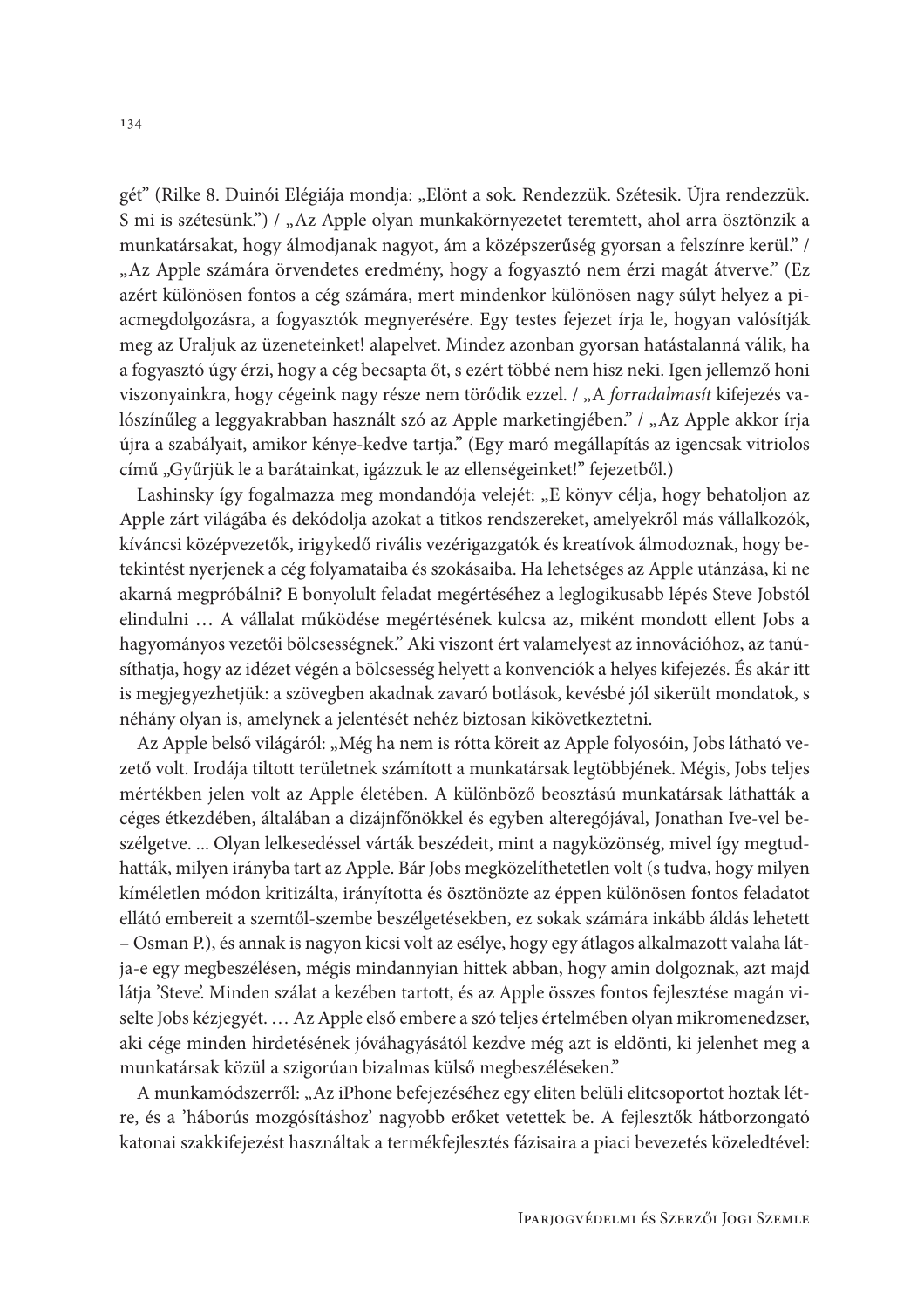gét" (Rilke 8. Duinói Elégiája mondja: „Elönt a sok. Rendezzük. Szétesik. Újra rendezzük. S mi is szétesünk.") / „Az Apple olyan munkakörnyezetet teremtett, ahol arra ösztönzik a munkatársakat, hogy álmodjanak nagyot, ám a középszerűség gyorsan a felszínre kerül." / „Az Apple számára örvendetes eredmény, hogy a fogyasztó nem érzi magát átverve." (Ez azért különösen fontos a cég számára, mert mindenkor különösen nagy súlyt helyez a piacmegdolgozásra, a fogyasztók megnyerésére. Egy testes fejezet írja le, hogyan valósítják meg az Uraljuk az üzeneteinket! alapelvet. Mindez azonban gyorsan hatástalanná válik, ha a fogyasztó úgy érzi, hogy a cég becsapta őt, s ezért többé nem hisz neki. Igen jellemző honi viszonyainkra, hogy cégeink nagy része nem törődik ezzel. / „A *forradalmasít* kifejezés valószínűleg a leggyakrabban használt szó az Apple marketingjében." / „Az Apple akkor írja újra a szabályait, amikor kénye-kedve tartja." (Egy maró megállapítás az igencsak vitriolos című „Gyűrjük le a barátainkat, igázzuk le az ellenségeinket!" fejezetből.)

Lashinsky így fogalmazza meg mondandója velejét: „E könyv célja, hogy behatoljon az Apple zárt világába és dekódolja azokat a titkos rendszereket, amelyekről más vállalkozók, kíváncsi középvezetők, irigykedő rivális vezérigazgatók és kreatívok álmodoznak, hogy betekintést nyerjenek a cég folyamataiba és szokásaiba. Ha lehetséges az Apple utánzása, ki ne akarná megpróbálni? E bonyolult feladat megértéséhez a leglogikusabb lépés Steve Jobstól elindulni … A vállalat működése megértésének kulcsa az, miként mondott ellent Jobs a hagyományos vezetői bölcsességnek." Aki viszont ért valamelyest az innovációhoz, az tanúsíthatja, hogy az idézet végén a bölcsesség helyett a konvenciók a helyes kifejezés. És akár itt is megjegyezhetjük: a szövegben akadnak zavaró botlások, kevésbé jól sikerült mondatok, s néhány olyan is, amelynek a jelentését nehéz biztosan kikövetkeztetni.

Az Apple belső világáról: „Még ha nem is rótta köreit az Apple folyosóin, Jobs látható vezető volt. Irodája tiltott területnek számított a munkatársak legtöbbjének. Mégis, Jobs teljes mértékben jelen volt az Apple életében. A különböző beosztású munkatársak láthatták a céges étkezdében, általában a dizájnfőnökkel és egyben alteregójával, Jonathan Ive-vel beszélgetve. ... Olyan lelkesedéssel várták beszédeit, mint a nagyközönség, mivel így megtudhatták, milyen irányba tart az Apple. Bár Jobs megközelíthetetlen volt (s tudva, hogy milyen kíméletlen módon kritizálta, irányította és ösztönözte az éppen különösen fontos feladatot ellátó embereit a szemtől-szembe beszélgetésekben, ez sokak számára inkább áldás lehetett – Osman P.), és annak is nagyon kicsi volt az esélye, hogy egy átlagos alkalmazott valaha látja-e egy megbeszélésen, mégis mindannyian hittek abban, hogy amin dolgoznak, azt majd látja 'Steve'. Minden szálat a kezében tartott, és az Apple összes fontos fejlesztése magán viselte Jobs kézjegyét. … Az Apple első embere a szó teljes értelmében olyan mikromenedzser, aki cége minden hirdetésének jóváhagyásától kezdve még azt is eldönti, ki jelenhet meg a munkatársak közül a szigorúan bizalmas külső megbeszéléseken."

A munkamódszerről: „Az iPhone befejezéséhez egy eliten belüli elitcsoportot hoztak létre, és a 'háborús mozgósításhoz' nagyobb erőket vetettek be. A fejlesztők hátborzongató katonai szakkifejezést használtak a termékfejlesztés fázisaira a piaci bevezetés közeledtével: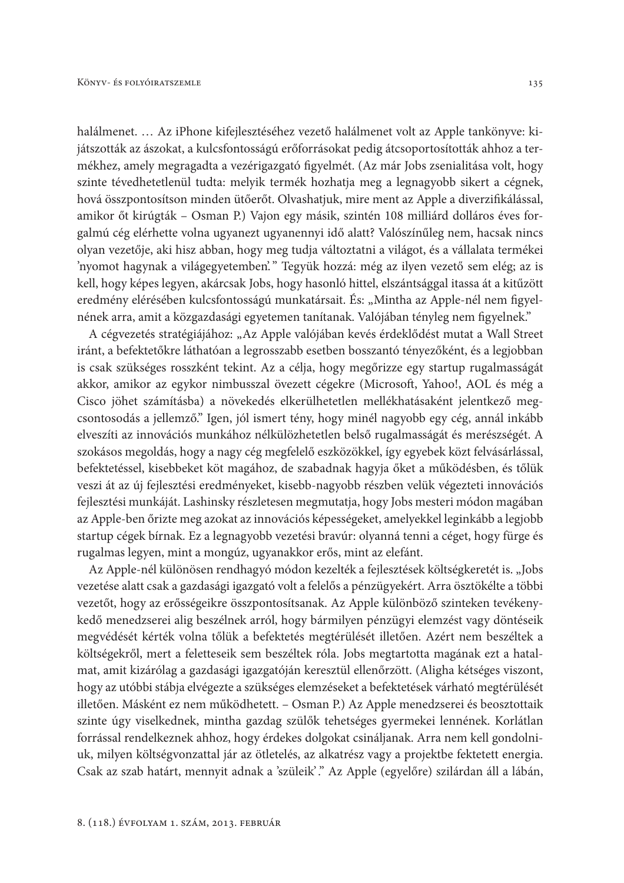halálmenet. … Az iPhone kifejlesztéséhez vezető halálmenet volt az Apple tankönyve: kijátszották az ászokat, a kulcsfontosságú erőforrásokat pedig átcsoportosították ahhoz a termékhez, amely megragadta a vezérigazgató figyelmét. (Az már Jobs zsenialitása volt, hogy szinte tévedhetetlenül tudta: melyik termék hozhatja meg a legnagyobb sikert a cégnek, hová összpontosítson minden ütőerőt. Olvashatjuk, mire ment az Apple a diverzifikálással, amikor őt kirúgták – Osman P.) Vajon egy másik, szintén 108 milliárd dolláros éves forgalmú cég elérhette volna ugyanezt ugyanennyi idő alatt? Valószínűleg nem, hacsak nincs olyan vezetője, aki hisz abban, hogy meg tudja változtatni a világot, és a vállalata termékei 'nyomot hagynak a világegyetemben'." Tegyük hozzá: még az ilyen vezető sem elég; az is kell, hogy képes legyen, akárcsak Jobs, hogy hasonló hittel, elszántsággal itassa át a kitűzött eredmény elérésében kulcsfontosságú munkatársait. És: „Mintha az Apple-nél nem figyelnének arra, amit a közgazdasági egyetemen tanítanak. Valójában tényleg nem figyelnek."

A cégvezetés stratégiájához: „Az Apple valójában kevés érdeklődést mutat a Wall Street iránt, a befektetőkre láthatóan a legrosszabb esetben bosszantó tényezőként, és a legjobban is csak szükséges rosszként tekint. Az a célja, hogy megőrizze egy startup rugalmasságát akkor, amikor az egykor nimbusszal övezett cégekre (Microsoft, Yahoo!, AOL és még a Cisco jöhet számításba) a növekedés elkerülhetetlen mellékhatásaként jelentkező megcsontosodás a jellemző." Igen, jól ismert tény, hogy minél nagyobb egy cég, annál inkább elveszíti az innovációs munkához nélkülözhetetlen belső rugalmasságát és merészségét. A szokásos megoldás, hogy a nagy cég megfelelő eszközökkel, így egyebek közt felvásárlással, befektetéssel, kisebbeket köt magához, de szabadnak hagyja őket a működésben, és tőlük veszi át az új fejlesztési eredményeket, kisebb-nagyobb részben velük végezteti innovációs fejlesztési munkáját. Lashinsky részletesen megmutatja, hogy Jobs mesteri módon magában az Apple-ben őrizte meg azokat az innovációs képességeket, amelyekkel leginkább a legjobb startup cégek bírnak. Ez a legnagyobb vezetési bravúr: olyanná tenni a céget, hogy fürge és rugalmas legyen, mint a mongúz, ugyanakkor erős, mint az elefánt.

Az Apple-nél különösen rendhagyó módon kezelték a fejlesztések költségkeretét is. „Jobs vezetése alatt csak a gazdasági igazgató volt a felelős a pénzügyekért. Arra ösztökélte a többi vezetőt, hogy az erősségeikre összpontosítsanak. Az Apple különböző szinteken tevékenykedő menedzserei alig beszélnek arról, hogy bármilyen pénzügyi elemzést vagy döntéseik megvédését kérték volna tőlük a befektetés megtérülését illetően. Azért nem beszéltek a költségekről, mert a feletteseik sem beszéltek róla. Jobs megtartotta magának ezt a hatalmat, amit kizárólag a gazdasági igazgatóján keresztül ellenőrzött. (Aligha kétséges viszont, hogy az utóbbi stábja elvégezte a szükséges elemzéseket a befektetések várható megtérülését illetően. Másként ez nem működhetett. – Osman P.) Az Apple menedzserei és beosztottaik szinte úgy viselkednek, mintha gazdag szülők tehetséges gyermekei lennének. Korlátlan forrással rendelkeznek ahhoz, hogy érdekes dolgokat csináljanak. Arra nem kell gondolniuk, milyen költségvonzattal jár az ötletelés, az alkatrész vagy a projektbe fektetett energia. Csak az szab határt, mennyit adnak a 'szüleik'." Az Apple (egyelőre) szilárdan áll a lábán,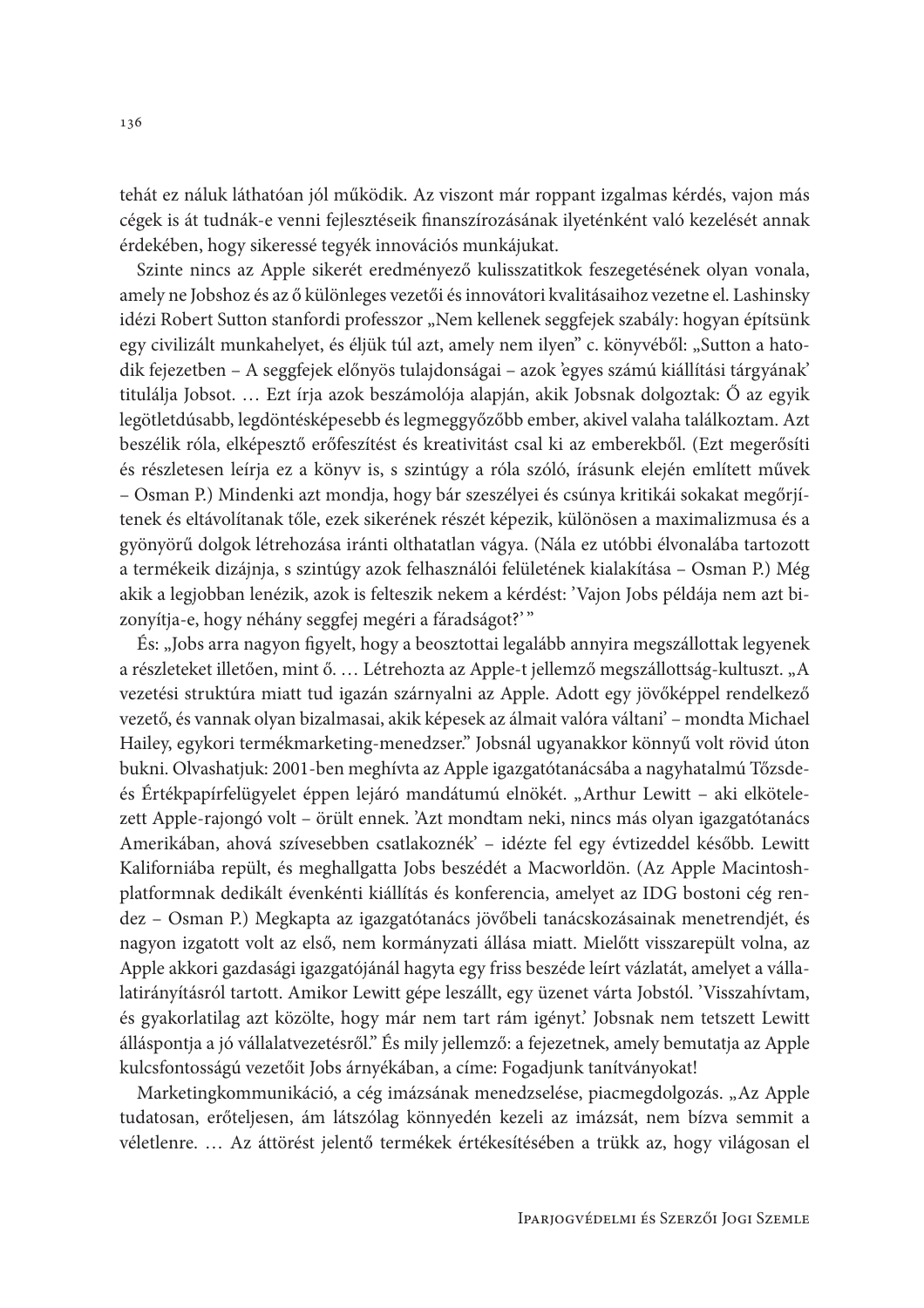tehát ez náluk láthatóan jól működik. Az viszont már roppant izgalmas kérdés, vajon más cégek is át tudnák-e venni fejlesztéseik finanszírozásának ilyetén­ként való kezelését annak érdekében, hogy sikeressé tegyék innovációs munkájukat.

Szinte nincs az Apple sikerét eredményező kulisszatitkok feszegetésének olyan vonala, amely ne Jobshoz és az ő különleges vezetői és innovátori kvalitásaihoz vezetne el. Lashinsky idézi Robert Sutton stanfordi professzor „Nem kellenek seggfejek szabály: hogyan építsünk egy civilizált munkahelyet, és éljük túl azt, amely nem ilyen" c. könyvéből: „Sutton a hatodik fejezetben – A seggfejek előnyös tulajdonságai – azok 'egyes számú kiállítási tárgyának' titulálja Jobsot. … Ezt írja azok beszámolója alapján, akik Jobsnak dolgoztak: Ő az egyik legötletdúsabb, legdöntésképesebb és legmeggyőzőbb ember, akivel valaha találkoztam. Azt beszélik róla, elképesztő erőfeszítést és kreativitást csal ki az emberekből. (Ezt megerősíti és részletesen leírja ez a könyv is, s szintúgy a róla szóló, írásunk elején említett művek – Osman P.) Mindenki azt mondja, hogy bár szeszélyei és csúnya kritikái sokakat megőrjítenek és eltávolítanak tőle, ezek sikerének részét képezik, különösen a maximalizmusa és a gyönyörű dolgok létrehozása iránti olthatatlan vágya. (Nála ez utóbbi élvonalába tartozott a termékeik dizájnja, s szintúgy azok felhasználói felületének kialakítása – Osman P.) Még akik a legjobban lenézik, azok is felteszik nekem a kérdést: 'Vajon Jobs példája nem azt bizonyítja-e, hogy néhány seggfej megéri a fáradságot?' "

És: „Jobs arra nagyon figyelt, hogy a beosztottai legalább annyira megszállottak legyenek a részleteket illetően, mint ő. … Létrehozta az Apple-t jellemző megszállottság-kultuszt. „A vezetési struktúra miatt tud igazán szárnyalni az Apple. Adott egy jövőképpel rendelkező vezető, és vannak olyan bizalmasai, akik képesek az álmait valóra váltani' – mondta Michael Hailey, egykori termékmarketing-menedzser." Jobsnál ugyanakkor könnyű volt rövid úton bukni. Olvashatjuk: 2001-ben meghívta az Apple igazgatótanácsába a nagyhatalmú Tőzsde- és Értékpapírfelügyelet éppen lejáró mandátumú elnökét. „Arthur Lewitt – aki elkötelezett Apple-rajongó volt – örült ennek. 'Azt mondtam neki, nincs más olyan igazgatótanács Amerikában, ahová szívesebben csatlakoznék' – idézte fel egy évtizeddel később. Lewitt Kaliforniába repült, és meghallgatta Jobs beszédét a Macworldön. (Az Apple Macintosh-platformnak dedikált évenkénti kiállítás és konferencia, amelyet az IDG bostoni cég rendez – Osman P.) Megkapta az igazgatótanács jövőbeli tanácskozásainak menetrendjét, és nagyon izgatott volt az első, nem kormányzati állása miatt. Mielőtt visszarepült volna, az Apple akkori gazdasági igazgatójánál hagyta egy friss beszéde leírt vázlatát, amelyet a vállalatirányításról tartott. Amikor Lewitt gépe leszállt, egy üzenet várta Jobstól. 'Visszahívtam, és gyakorlatilag azt közölte, hogy már nem tart rám igényt.' Jobsnak nem tetszett Lewitt álláspontja a jó vállalatvezetésről." És mily jellemző: a fejezetnek, amely bemutatja az Apple kulcsfontosságú vezetőit Jobs árnyékában, a címe: Fogadjunk tanítványokat!

Marketingkommunikáció, a cég imázsának menedzselése, piacmegdolgozás. „Az Apple tudatosan, erőteljesen, ám látszólag könnyedén kezeli az imázsát, nem bízva semmit a véletlenre. … Az áttörést jelentő termékek értékesítésében a trükk az, hogy világosan el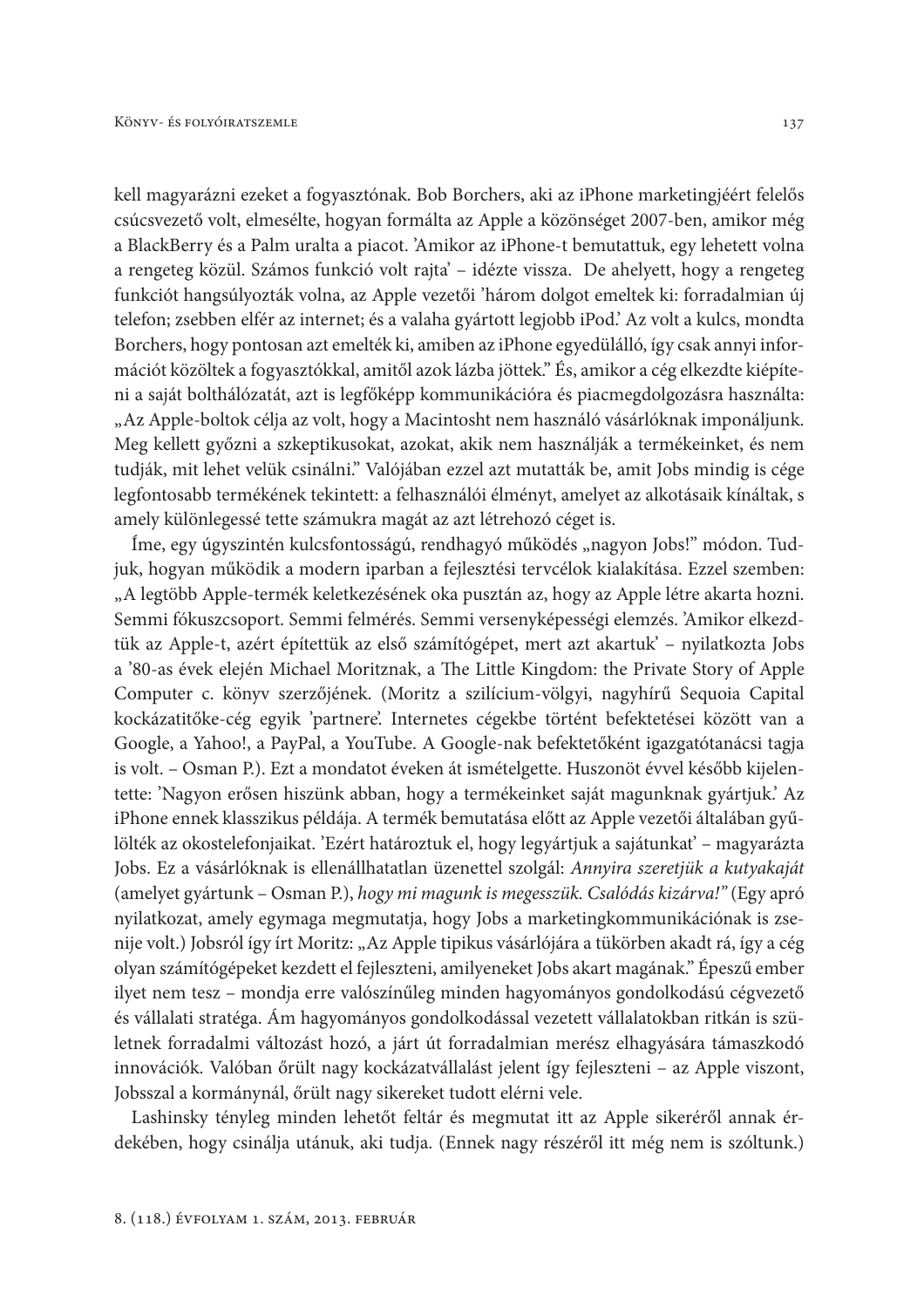kell magyarázni ezeket a fogyasztónak. Bob Borchers, aki az iPhone marketingjéért felelős csúcsvezető volt, elmesélte, hogyan formálta az Apple a közönséget 2007-ben, amikor még a BlackBerry és a Palm uralta a piacot. 'Amikor az iPhone-t bemutattuk, egy lehetett volna a rengeteg közül. Számos funkció volt rajta' – idézte vissza. De ahelyett, hogy a rengeteg funkciót hangsúlyozták volna, az Apple vezetői 'három dolgot emeltek ki: forradalmian új telefon; zsebben elfér az internet; és a valaha gyártott legjobb iPod.' Az volt a kulcs, mondta Borchers, hogy pontosan azt emelték ki, amiben az iPhone egyedülálló, így csak annyi információt közöltek a fogyasztókkal, amitől azok lázba jöttek." És, amikor a cég elkezdte kiépíteni a saját bolthálózatát, azt is legfőképp kommunikációra és piacmegdolgozásra használta: „Az Apple-boltok célja az volt, hogy a Macintosht nem használó vásárlóknak imponáljunk. Meg kellett győzni a szkeptikusokat, azokat, akik nem használják a termékeinket, és nem tudják, mit lehet velük csinálni." Valójában ezzel azt mutatták be, amit Jobs mindig is cége legfontosabb termékének tekintett: a felhasználói élményt, amelyet az alkotásaik kínáltak, s amely különlegessé tette számukra magát az azt létrehozó céget is.

Íme, egy úgyszintén kulcsfontosságú, rendhagyó működés „nagyon Jobs!" módon. Tudjuk, hogyan működik a modern iparban a fejlesztési tervcélok kialakítása. Ezzel szemben: „A legtöbb Apple-termék keletkezésének oka pusztán az, hogy az Apple létre akarta hozni. Semmi fókuszcsoport. Semmi felmérés. Semmi versenyképességi elemzés. 'Amikor elkezdtük az Apple-t, azért építettük az első számítógépet, mert azt akartuk' – nyilatkozta Jobs a '80-as évek elején Michael Moritznak, a The Little Kingdom: the Private Story of Apple Computer c. könyv szerzőjének. (Moritz a szilícium-völgyi, nagyhírű Sequoia Capital kockázatitőke-cég egyik 'partnere'. Internetes cégekbe történt befektetései között van a Google, a Yahoo!, a PayPal, a YouTube. A Google-nak befektetőként igazgatótanácsi tagja is volt. – Osman P.). Ezt a mondatot éveken át ismételgette. Huszonöt évvel később kijelentette: 'Nagyon erősen hiszünk abban, hogy a termékeinket saját magunknak gyártjuk.' Az iPhone ennek klasszikus példája. A termék bemutatása előtt az Apple vezetői általában gyűlölték az okostelefonjaikat. 'Ezért határoztuk el, hogy legyártjuk a sajátunkat' – magyarázta Jobs. Ez a vásárlóknak is ellenállhatatlan üzenettel szolgál: *Annyira szeretjük a kutyakaját* (amelyet gyártunk – Osman P.), *hogy mi magunk is megesszük. Csalódás kizárva!"* (Egy apró nyilatkozat, amely egymaga megmutatja, hogy Jobs a marketingkommunikációnak is zsenije volt.) Jobsról így írt Moritz: „Az Apple tipikus vásárlójára a tükörben akadt rá, így a cég olyan számítógépeket kezdett el fejleszteni, amilyeneket Jobs akart magának." Épeszű ember ilyet nem tesz – mondja erre valószínűleg minden hagyományos gondolkodású cégvezető és vállalati stratéga. Ám hagyományos gondolkodással vezetett vállalatokban ritkán is születnek forradalmi változást hozó, a járt út forradalmian merész elhagyására támaszkodó innovációk. Valóban őrült nagy kockázatvállalást jelent így fejleszteni – az Apple viszont, Jobsszal a kormánynál, őrült nagy sikereket tudott elérni vele.

Lashinsky tényleg minden lehetőt feltár és megmutat itt az Apple sikeréről annak érdekében, hogy csinálja utánuk, aki tudja. (Ennek nagy részéről itt még nem is szóltunk.)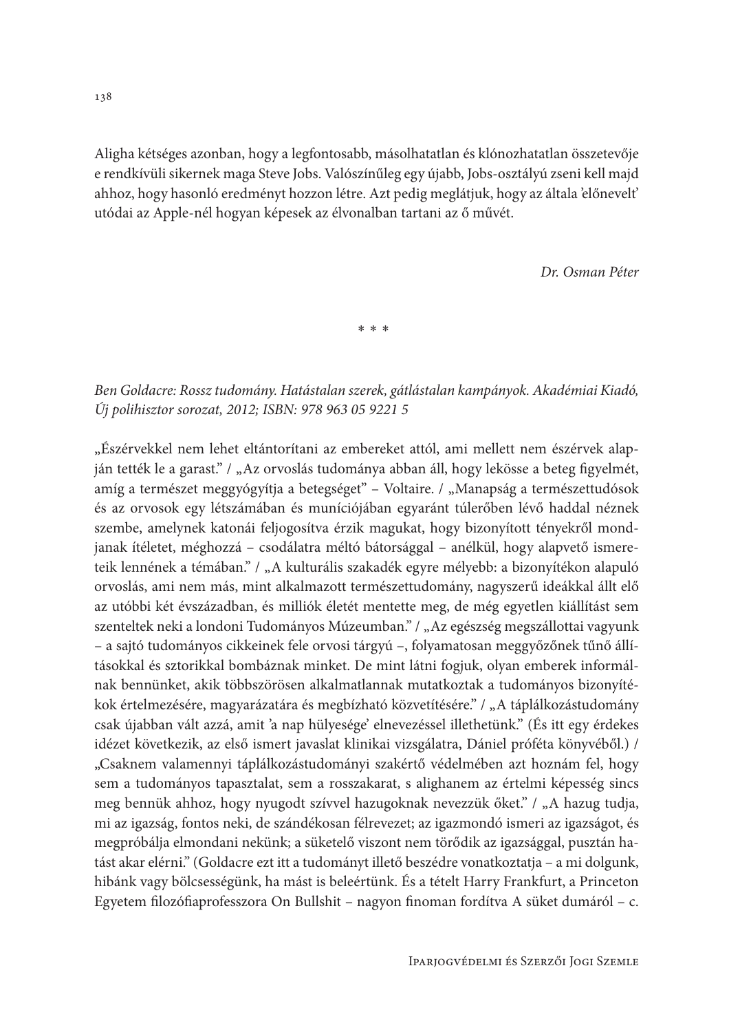Aligha kétséges azonban, hogy a legfontosabb, másolhatatlan és klónozhatatlan összetevője e rendkívüli sikernek maga Steve Jobs. Valószínűleg egy újabb, Jobs-osztályú zseni kell majd ahhoz, hogy hasonló eredményt hozzon létre. Azt pedig meglátjuk, hogy az általa 'előnevelt' utódai az Apple-nél hogyan képesek az élvonalban tartani az ő művét.

*Dr. Osman Péter*

\* \* \*

*Ben Goldacre: Rossz tudomány. Hatástalan szerek, gátlástalan kampányok. Akadémiai Kiadó, Új polihisztor sorozat, 2012; ISBN: 978 963 05 9221 5*

„Észérvekkel nem lehet eltántorítani az embereket attól, ami mellett nem észérvek alapján tették le a garast." / „Az orvoslás tudománya abban áll, hogy lekösse a beteg figyelmét, amíg a természet meggyógyítja a betegséget" – Voltaire. / „Manapság a természettudósok és az orvosok egy létszámában és muníciójában egyaránt túlerőben lévő haddal néznek szembe, amelynek katonái feljogosítva érzik magukat, hogy bizonyított tényekről mondjanak ítéletet, méghozzá – csodálatra méltó bátorsággal – anélkül, hogy alapvető ismereteik lennének a témában." / „A kulturális szakadék egyre mélyebb: a bizonyítékon alapuló orvoslás, ami nem más, mint alkalmazott természettudomány, nagyszerű ideákkal állt elő az utóbbi két évszázadban, és milliók életét mentette meg, de még egyetlen kiállítást sem szenteltek neki a londoni Tudományos Múzeumban." / „Az egészség megszállottai vagyunk – a sajtó tudományos cikkeinek fele orvosi tárgyú –, folyamatosan meggyőzőnek tűnő állításokkal és sztorikkal bombáznak minket. De mint látni fogjuk, olyan emberek informálnak bennünket, akik többszörösen alkalmatlannak mutatkoztak a tudományos bizonyítékok értelmezésére, magyarázatára és megbízható közvetítésére." / „A táplálkozástudomány csak újabban vált azzá, amit 'a nap hülyesége' elnevezéssel illethetünk." (És itt egy érdekes idézet következik, az első ismert javaslat klinikai vizsgálatra, Dániel próféta könyvéből.) / „Csaknem valamennyi táplálkozástudományi szakértő védelmében azt hoznám fel, hogy sem a tudományos tapasztalat, sem a rosszakarat, s alighanem az értelmi képesség sincs meg bennük ahhoz, hogy nyugodt szívvel hazugoknak nevezzük őket." / „A hazug tudja, mi az igazság, fontos neki, de szándékosan félrevezet; az igazmondó ismeri az igazságot, és megpróbálja elmondani nekünk; a süketelő viszont nem törődik az igazsággal, pusztán hatást akar elérni." (Goldacre ezt itt a tudományt illető beszédre vonatkoztatja – a mi dolgunk, hibánk vagy bölcsességünk, ha mást is beleértünk. És a tételt Harry Frankfurt, a Princeton Egyetem filozófiaprofesszora On Bullshit – nagyon finoman fordítva A süket dumáról – c.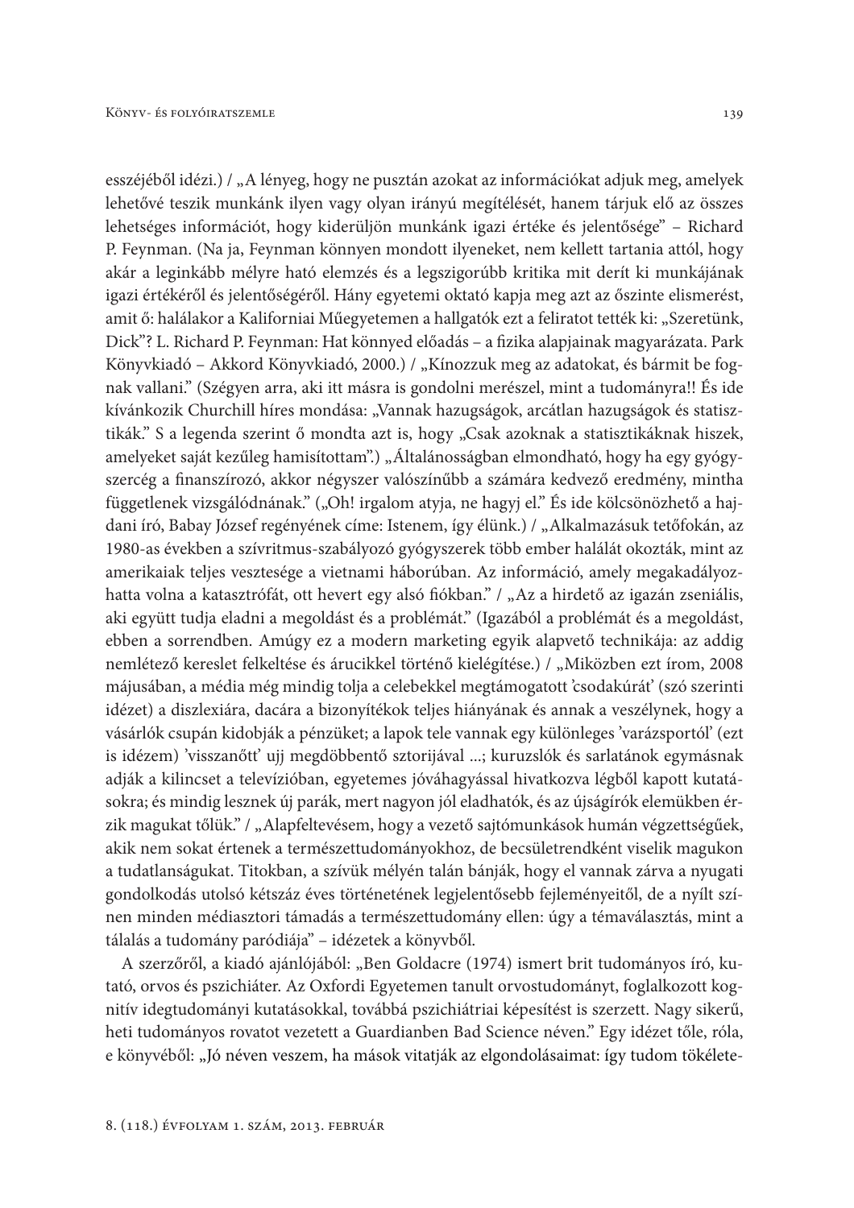esszéjéből idézi.) / „A lényeg, hogy ne pusztán azokat az információkat adjuk meg, amelyek lehetővé teszik munkánk ilyen vagy olyan irányú megítélését, hanem tárjuk elő az összes lehetséges információt, hogy kiderüljön munkánk igazi értéke és jelentősége" – Richard P. Feynman. (Na ja, Feynman könnyen mondott ilyeneket, nem kellett tartania attól, hogy akár a leginkább mélyre ható elemzés és a legszigorúbb kritika mit derít ki munkájának igazi értékéről és jelentőségéről. Hány egyetemi oktató kapja meg azt az őszinte elismerést, amit ő: halálakor a Kaliforniai Műegyetemen a hallgatók ezt a feliratot tették ki: „Szeretünk, Dick"? L. Richard P. Feynman: Hat könnyed előadás – a fizika alapjainak magyarázata. Park Könyvkiadó – Akkord Könyvkiadó, 2000.) / „Kínozzuk meg az adatokat, és bármit be fognak vallani." (Szégyen arra, aki itt másra is gondolni merészel, mint a tudományra!! És ide kívánkozik Churchill híres mondása: „Vannak hazugságok, arcátlan hazugságok és statisztikák." S a legenda szerint ő mondta azt is, hogy „Csak azoknak a statisztikáknak hiszek, amelyeket saját kezűleg hamisítottam".) „Általánosságban elmondható, hogy ha egy gyógyszercég a finanszírozó, akkor négyszer valószínűbb a számára kedvező eredmény, mintha függetlenek vizsgálódnának." („Oh! irgalom atyja, ne hagyj el." És ide kölcsönözhető a hajdani író, Babay József regényének címe: Istenem, így élünk.) / „Alkalmazásuk tetőfokán, az 1980-as években a szívritmus-szabályozó gyógyszerek több ember halálát okozták, mint az amerikaiak teljes vesztesége a vietnami háborúban. Az információ, amely megakadályozhatta volna a katasztrófát, ott hevert egy alsó fiókban." / „Az a hirdető az igazán zseniális, aki együtt tudja eladni a megoldást és a problémát." (Igazából a problémát és a megoldást, ebben a sorrendben. Amúgy ez a modern marketing egyik alapvető technikája: az addig nemlétező kereslet felkeltése és árucikkel történő kielégítése.) / „Miközben ezt írom, 2008 májusában, a média még mindig tolja a celebekkel megtámogatott 'csodakúrát' (szó szerinti idézet) a diszlexiára, dacára a bizonyítékok teljes hiányának és annak a veszélynek, hogy a vásárlók csupán kidobják a pénzüket; a lapok tele vannak egy különleges 'varázsportól' (ezt is idézem) 'visszanőtt' ujj megdöbbentő sztorijával ...; kuruzslók és sarlatánok egymásnak adják a kilincset a televízióban, egyetemes jóváhagyással hivatkozva légből kapott kutatásokra; és mindig lesznek új parák, mert nagyon jól eladhatók, és az újságírók elemükben érzik magukat tőlük." / „Alapfeltevésem, hogy a vezető sajtómunkások humán végzettségűek, akik nem sokat értenek a természettudományokhoz, de becsületrendként viselik magukon a tudatlanságukat. Titokban, a szívük mélyén talán bánják, hogy el vannak zárva a nyugati gondolkodás utolsó kétszáz éves történetének legjelentősebb fejleményeitől, de a nyílt színen minden médiasztori támadás a természettudomány ellen: úgy a témaválasztás, mint a tálalás a tudomány paródiája" – idézetek a könyvből.

A szerzőről, a kiadó ajánlójából: „Ben Goldacre (1974) ismert brit tudományos író, kutató, orvos és pszichiáter. Az Oxfordi Egyetemen tanult orvostudományt, foglalkozott kognitív idegtudományi kutatásokkal, továbbá pszichiátriai képesítést is szerzett. Nagy sikerű, heti tudományos rovatot vezetett a Guardianben Bad Science néven." Egy idézet tőle, róla, e könyvéből: „Jó néven veszem, ha mások vitatják az elgondolásaimat: így tudom tökélete-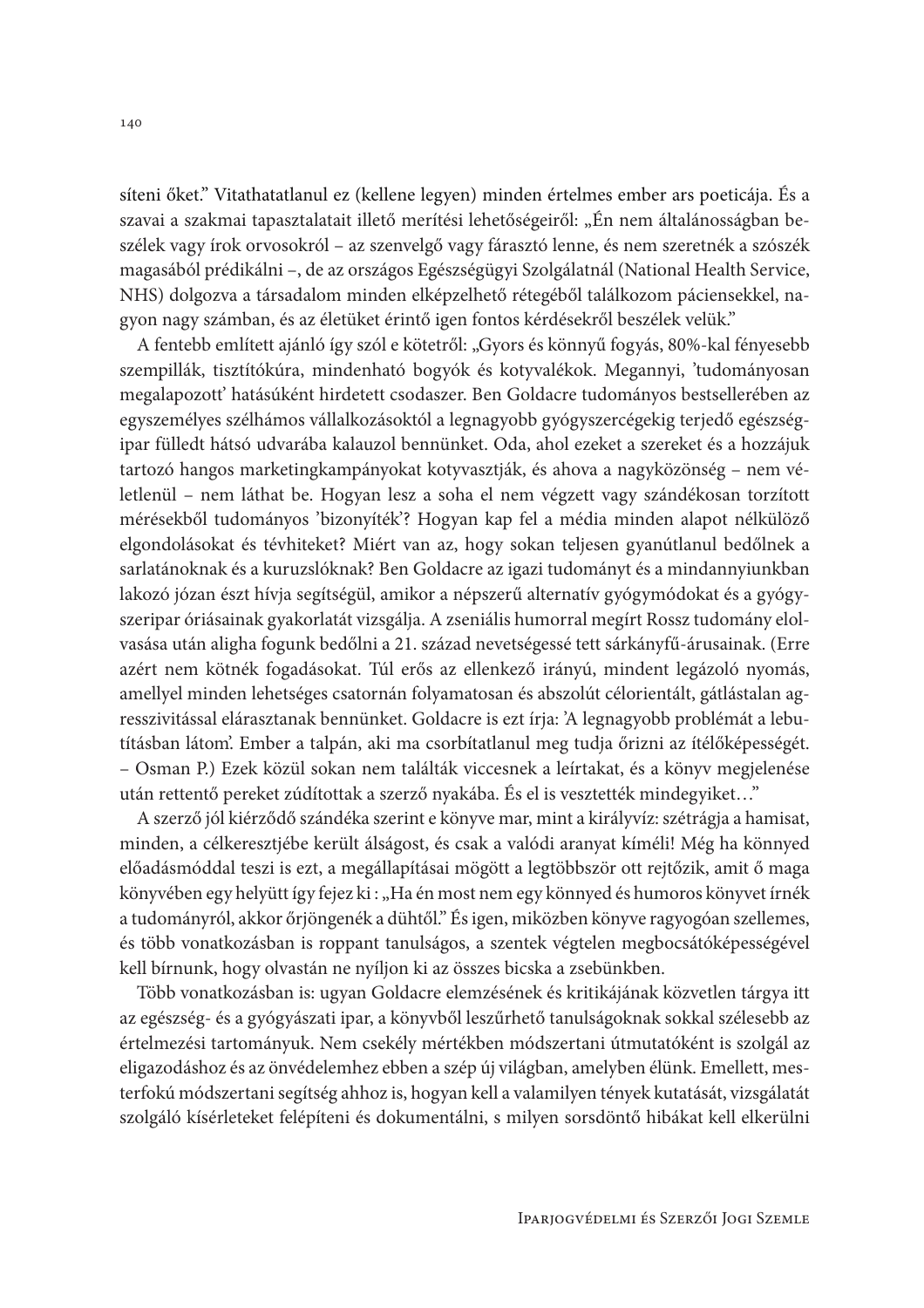síteni őket." Vitathatatlanul ez (kellene legyen) minden értelmes ember ars poeticája. És a szavai a szakmai tapasztalatait illető merítési lehetőségeiről: „Én nem általánosságban beszélek vagy írok orvosokról – az szenvelgő vagy fárasztó lenne, és nem szeretnék a szószék magasából prédikálni –, de az országos Egészségügyi Szolgálatnál (National Health Service, NHS) dolgozva a társadalom minden elképzelhető rétegéből találkozom páciensekkel, nagyon nagy számban, és az életüket érintő igen fontos kérdésekről beszélek velük."

A fentebb említett ajánló így szól e kötetről: „Gyors és könnyű fogyás, 80%-kal fényesebb szempillák, tisztítókúra, mindenható bogyók és kotyvalékok. Megannyi, 'tudományosan megalapozott' hatásúként hirdetett csodaszer. Ben Goldacre tudományos bestsellerében az egyszemélyes szélhámos vállalkozásoktól a legnagyobb gyógyszercégekig terjedő egészségipar fülledt hátsó udvarába kalauzol bennünket. Oda, ahol ezeket a szereket és a hozzájuk tartozó hangos marketingkampányokat kotyvasztják, és ahova a nagyközönség – nem véletlenül – nem láthat be. Hogyan lesz a soha el nem végzett vagy szándékosan torzított mérésekből tudományos 'bizonyíték'? Hogyan kap fel a média minden alapot nélkülöző elgondolásokat és tévhiteket? Miért van az, hogy sokan teljesen gyanútlanul bedőlnek a sarlatánoknak és a kuruzslóknak? Ben Goldacre az igazi tudományt és a mindannyiunkban lakozó józan észt hívja segítségül, amikor a népszerű alternatív gyógymódokat és a gyógyszeripar óriásainak gyakorlatát vizsgálja. A zseniális humorral megírt Rossz tudomány elolvasása után aligha fogunk bedőlni a 21. század nevetségessé tett sárkányfű-árusainak. (Erre azért nem kötnék fogadásokat. Túl erős az ellenkező irányú, mindent legázoló nyomás, amellyel minden lehetséges csatornán folyamatosan és abszolút célorientált, gátlástalan agresszivitással elárasztanak bennünket. Goldacre is ezt írja: 'A legnagyobb problémát a lebutításban látom'. Ember a talpán, aki ma csorbítatlanul meg tudja őrizni az ítélőképességét. – Osman P.) Ezek közül sokan nem találták viccesnek a leírtakat, és a könyv megjelenése után rettentő pereket zúdítottak a szerző nyakába. És el is vesztették mindegyiket…"

A szerző jól kiérződő szándéka szerint e könyve mar, mint a királyvíz: szétrágja a hamisat, minden, a célkeresztjébe került álságost, és csak a valódi aranyat kíméli! Még ha könnyed előadásmóddal teszi is ezt, a megállapításai mögött a legtöbbször ott rejtőzik, amit ő maga könyvében egy helyütt így fejez ki : „Ha én most nem egy könnyed és humoros könyvet írnék a tudományról, akkor őrjöngenék a dühtől." És igen, miközben könyve ragyogóan szellemes, és több vonatkozásban is roppant tanulságos, a szentek végtelen megbocsátóképességével kell bírnunk, hogy olvastán ne nyíljon ki az összes bicska a zsebünkben.

Több vonatkozásban is: ugyan Goldacre elemzésének és kritikájának közvetlen tárgya itt az egészség- és a gyógyászati ipar, a könyvből leszűrhető tanulságoknak sokkal szélesebb az értelmezési tartományuk. Nem csekély mértékben módszertani útmutatóként is szolgál az eligazodáshoz és az önvédelemhez ebben a szép új világban, amelyben élünk. Emellett, mesterfokú módszertani segítség ahhoz is, hogyan kell a valamilyen tények kutatását, vizsgálatát szolgáló kísérleteket felépíteni és dokumentálni, s milyen sorsdöntő hibákat kell elkerülni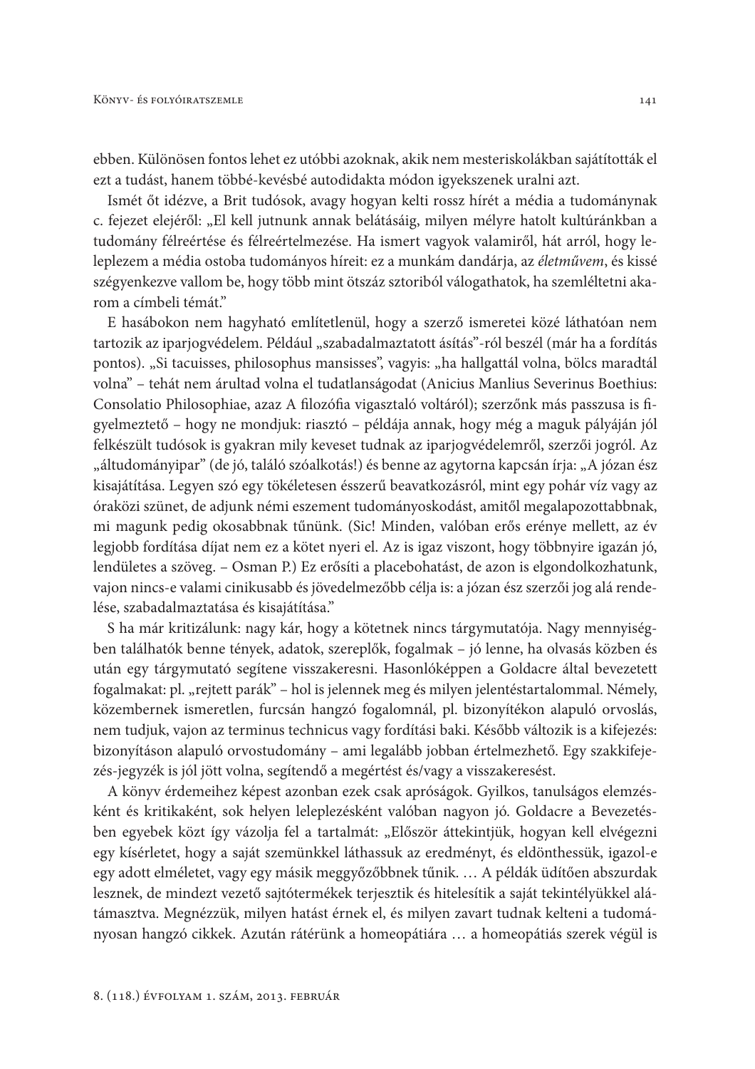ebben. Különösen fontos lehet ez utóbbi azoknak, akik nem mesteriskolákban sajátították el ezt a tudást, hanem többé-kevésbé autodidakta módon igyekszenek uralni azt.

Ismét őt idézve, a Brit tudósok, avagy hogyan kelti rossz hírét a média a tudománynak c. fejezet elejéről: „El kell jutnunk annak belátásáig, milyen mélyre hatolt kultúránkban a tudomány félreértése és félreértelmezése. Ha ismert vagyok valamiről, hát arról, hogy leleplezem a média ostoba tudományos híreit: ez a munkám dandárja, az *életművem*, és kissé szégyenkezve vallom be, hogy több mint ötszáz sztoriból válogathatok, ha szemléltetni akarom a címbeli témát."

E hasábokon nem hagyható említetlenül, hogy a szerző ismeretei közé láthatóan nem tartozik az iparjogvédelem. Például „szabadalmaztatott ásítás"-ról beszél (már ha a fordítás pontos). „Si tacuisses, philosophus mansisses", vagyis: „ha hallgattál volna, bölcs maradtál volna" – tehát nem árultad volna el tudatlanságodat (Anicius Manlius Severinus Boethius: Consolatio Philosophiae, azaz A filozófia vigasztaló voltáról); szerzőnk más passzusa is figyelmeztető – hogy ne mondjuk: riasztó – példája annak, hogy még a maguk pályáján jól felkészült tudósok is gyakran mily keveset tudnak az iparjogvédelemről, szerzői jogról. Az „áltudományipar" (de jó, találó szóalkotás!) és benne az agytorna kapcsán írja: „A józan ész kisajátítása. Legyen szó egy tökéletesen ésszerű beavatkozásról, mint egy pohár víz vagy az óraközi szünet, de adjunk némi eszement tudományoskodást, amitől megalapozottabbnak, mi magunk pedig okosabbnak tűnünk. (Sic! Minden, valóban erős erénye mellett, az év legjobb fordítása díjat nem ez a kötet nyeri el. Az is igaz viszont, hogy többnyire igazán jó, lendületes a szöveg. – Osman P.) Ez erősíti a placebohatást, de azon is elgondolkozhatunk, vajon nincs-e valami cinikusabb és jövedelmezőbb célja is: a józan ész szerzői jog alá rendelése, szabadalmaztatása és kisajátítása."

S ha már kritizálunk: nagy kár, hogy a kötetnek nincs tárgymutatója. Nagy mennyiségben találhatók benne tények, adatok, szereplők, fogalmak – jó lenne, ha olvasás közben és után egy tárgymutató segítene visszakeresni. Hasonlóképpen a Goldacre által bevezetett fogalmakat: pl. „rejtett parák" – hol is jelennek meg és milyen jelentéstartalommal. Némely, közembernek ismeretlen, furcsán hangzó fogalomnál, pl. bizonyítékon alapuló orvoslás, nem tudjuk, vajon az terminus technicus vagy fordítási baki. Később változik is a kifejezés: bizonyításon alapuló orvostudomány – ami legalább jobban értelmezhető. Egy szakkifejezés-jegyzék is jól jött volna, segítendő a megértést és/vagy a visszakeresést.

A könyv érdemeihez képest azonban ezek csak apróságok. Gyilkos, tanulságos elemzésként és kritikaként, sok helyen leleplezésként valóban nagyon jó. Goldacre a Bevezetésben egyebek közt így vázolja fel a tartalmát: „Először áttekintjük, hogyan kell elvégezni egy kísérletet, hogy a saját szemünkkel láthassuk az eredményt, és eldönthessük, igazol-e egy adott elméletet, vagy egy másik meggyőzőbbnek tűnik. … A példák üdítően abszurdak lesznek, de mindezt vezető sajtótermékek terjesztik és hitelesítik a saját tekintélyükkel alátámasztva. Megnézzük, milyen hatást érnek el, és milyen zavart tudnak kelteni a tudományosan hangzó cikkek. Azután rátérünk a homeopátiára … a homeopátiás szerek végül is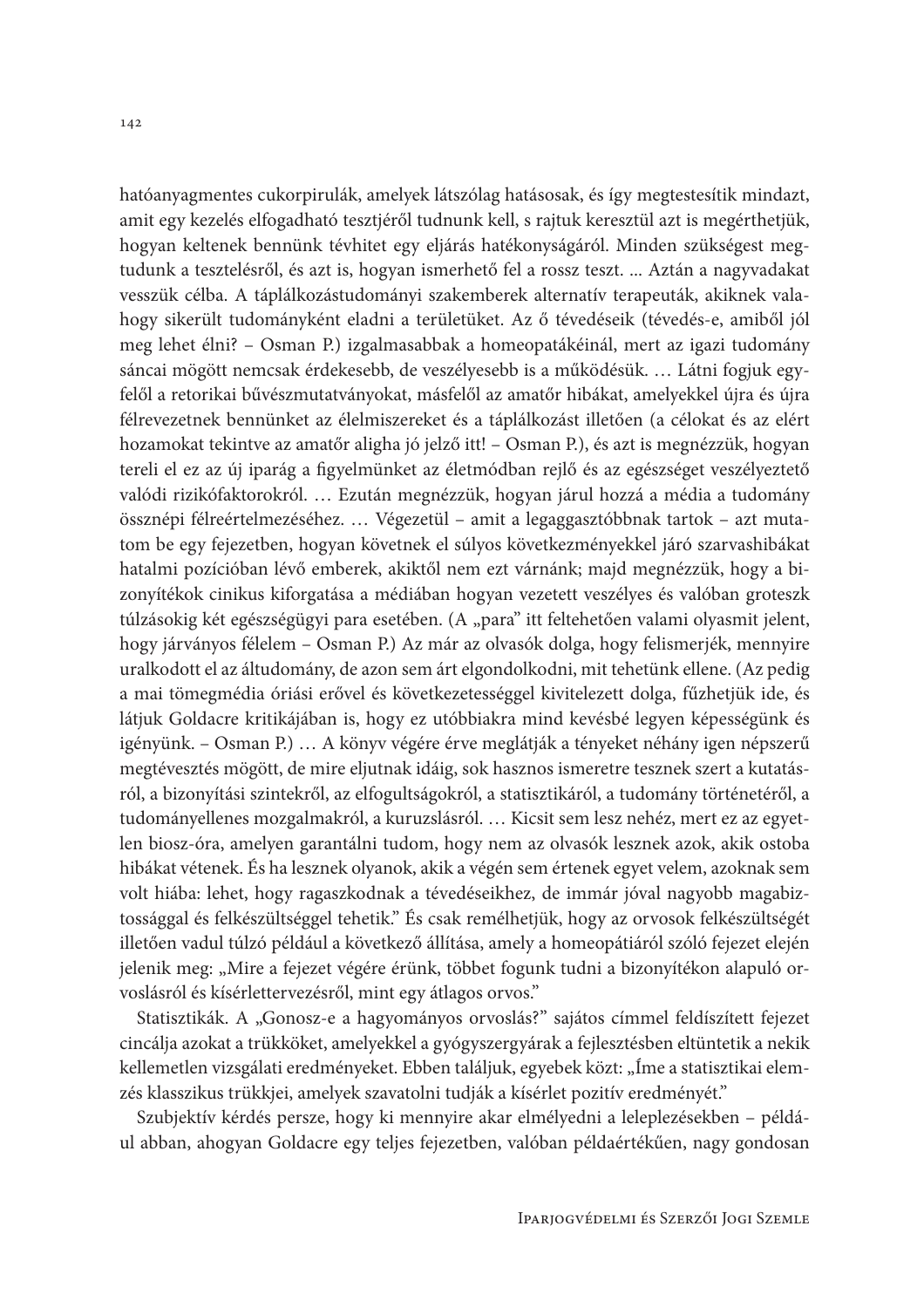hatóanyagmentes cukorpirulák, amelyek látszólag hatásosak, és így megtestesítik mindazt, amit egy kezelés elfogadható tesztjéről tudnunk kell, s rajtuk keresztül azt is megérthetjük, hogyan keltenek bennünk tévhitet egy eljárás hatékonyságáról. Minden szükségest megtudunk a tesztelésről, és azt is, hogyan ismerhető fel a rossz teszt. ... Aztán a nagyvadakat vesszük célba. A táplálkozástudományi szakemberek alternatív terapeuták, akiknek valahogy sikerült tudományként eladni a területüket. Az ő tévedéseik (tévedés-e, amiből jól meg lehet élni? – Osman P.) izgalmasabbak a homeopatákéinál, mert az igazi tudomány sáncai mögött nemcsak érdekesebb, de veszélyesebb is a működésük. … Látni fogjuk egyfelől a retorikai bűvészmutatványokat, másfelől az amatőr hibákat, amelyekkel újra és újra félrevezetnek bennünket az élelmiszereket és a táplálkozást illetően (a célokat és az elért hozamokat tekintve az amatőr aligha jó jelző itt! – Osman P.), és azt is megnézzük, hogyan tereli el ez az új iparág a figyelmünket az életmódban rejlő és az egészséget veszélyeztető valódi rizikófaktorokról. … Ezután megnézzük, hogyan járul hozzá a média a tudomány össznépi félreértelmezéséhez. … Végezetül – amit a legaggasztóbbnak tartok – azt mutatom be egy fejezetben, hogyan követnek el súlyos következményekkel járó szarvashibákat hatalmi pozícióban lévő emberek, akiktől nem ezt várnánk; majd megnézzük, hogy a bizonyítékok cinikus kiforgatása a médiában hogyan vezetett veszélyes és valóban groteszk túlzásokig két egészségügyi para esetében. (A „para" itt feltehetően valami olyasmit jelent, hogy járványos félelem – Osman P.) Az már az olvasók dolga, hogy felismerjék, mennyire uralkodott el az áltudomány, de azon sem árt elgondolkodni, mit tehetünk ellene. (Az pedig a mai tömegmédia óriási erővel és következetességgel kivitelezett dolga, fűzhetjük ide, és látjuk Goldacre kritikájában is, hogy ez utóbbiakra mind kevésbé legyen képességünk és igényünk. – Osman P.) … A könyv végére érve meglátják a tényeket néhány igen népszerű megtévesztés mögött, de mire eljutnak idáig, sok hasznos ismeretre tesznek szert a kutatásról, a bizonyítási szintekről, az elfogultságokról, a statisztikáról, a tudomány történetéről, a tudományellenes mozgalmakról, a kuruzslásról. … Kicsit sem lesz nehéz, mert ez az egyetlen biosz-óra, amelyen garantálni tudom, hogy nem az olvasók lesznek azok, akik ostoba hibákat vétenek. És ha lesznek olyanok, akik a végén sem értenek egyet velem, azoknak sem volt hiába: lehet, hogy ragaszkodnak a tévedéseikhez, de immár jóval nagyobb magabiztossággal és felkészültséggel tehetik." És csak remélhetjük, hogy az orvosok felkészültségét illetően vadul túlzó például a következő állítása, amely a homeopátiáról szóló fejezet elején jelenik meg: „Mire a fejezet végére érünk, többet fogunk tudni a bizonyítékon alapuló orvoslásról és kísérlettervezésről, mint egy átlagos orvos."

Statisztikák. A „Gonosz-e a hagyományos orvoslás?" sajátos címmel feldíszített fejezet cincálja azokat a trükköket, amelyekkel a gyógyszergyárak a fejlesztésben eltüntetik a nekik kellemetlen vizsgálati eredményeket. Ebben találjuk, egyebek közt: „Íme a statisztikai elemzés klasszikus trükkjei, amelyek szavatolni tudják a kísérlet pozitív eredményét."

Szubjektív kérdés persze, hogy ki mennyire akar elmélyedni a leleplezésekben – például abban, ahogyan Goldacre egy teljes fejezetben, valóban példaértékűen, nagy gondosan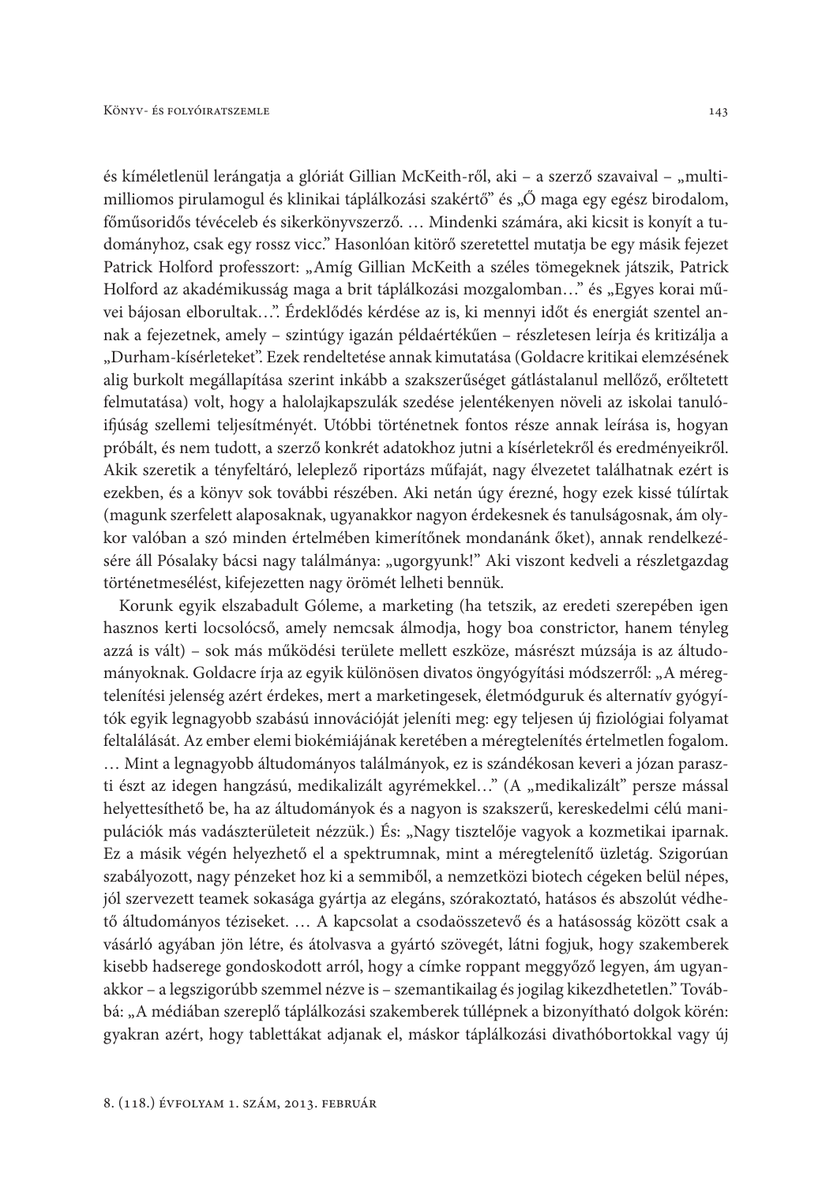és kíméletlenül lerángatja a glóriát Gillian McKeith-ről, aki – a szerző szavaival – „multimilliomos pirulamogul és klinikai táplálkozási szakértő" és „Ő maga egy egész birodalom, főműsoridős tévéceleb és sikerkönyvszerző. … Mindenki számára, aki kicsit is konyít a tudományhoz, csak egy rossz vicc." Hasonlóan kitörő szeretettel mutatja be egy másik fejezet Patrick Holford professzort: „Amíg Gillian McKeith a széles tömegeknek játszik, Patrick Holford az akadémikusság maga a brit táplálkozási mozgalomban…" és „Egyes korai művei bájosan elborultak…". Érdeklődés kérdése az is, ki mennyi időt és energiát szentel annak a fejezetnek, amely – szintúgy igazán példaértékűen – részletesen leírja és kritizálja a „Durham-kísérleteket". Ezek rendeltetése annak kimutatása (Goldacre kritikai elemzésének alig burkolt megállapítása szerint inkább a szakszerűséget gátlástalanul mellőző, erőltetett felmutatása) volt, hogy a halolajkapszulák szedése jelentékenyen növeli az iskolai tanulóifjúság szellemi teljesítményét. Utóbbi történetnek fontos része annak leírása is, hogyan próbált, és nem tudott, a szerző konkrét adatokhoz jutni a kísérletekről és eredményeikről. Akik szeretik a tényfeltáró, leleplező riportázs műfaját, nagy élvezetet találhatnak ezért is ezekben, és a könyv sok további részében. Aki netán úgy érezné, hogy ezek kissé túlírtak (magunk szerfelett alaposaknak, ugyanakkor nagyon érdekesnek és tanulságosnak, ám olykor valóban a szó minden értelmében kimerítőnek mondanánk őket), annak rendelkezésére áll Pósalaky bácsi nagy találmánya: „ugorgyunk!" Aki viszont kedveli a részletgazdag történetmesélést, kifejezetten nagy örömét lelheti bennük.

Korunk egyik elszabadult Góleme, a marketing (ha tetszik, az eredeti szerepében igen hasznos kerti locsolócső, amely nemcsak álmodja, hogy boa constrictor, hanem tényleg azzá is vált) – sok más működési területe mellett eszköze, másrészt múzsája is az áltudományoknak. Goldacre írja az egyik különösen divatos öngyógyítási módszerről: „A méregtelenítési jelenség azért érdekes, mert a marketingesek, életmódguruk és alternatív gyógyítók egyik legnagyobb szabású innovációját jeleníti meg: egy teljesen új fiziológiai folyamat feltalálását. Az ember elemi biokémiájának keretében a méregtelenítés értelmetlen fogalom. … Mint a legnagyobb áltudományos találmányok, ez is szándékosan keveri a józan paraszti észt az idegen hangzású, medikalizált agyrémekkel…" (A „medikalizált" persze mással helyettesíthető be, ha az áltudományok és a nagyon is szakszerű, kereskedelmi célú manipulációk más vadászterületeit nézzük.) És: „Nagy tisztelője vagyok a kozmetikai iparnak. Ez a másik végén helyezhető el a spektrumnak, mint a méregtelenítő üzletág. Szigorúan szabályozott, nagy pénzeket hoz ki a semmiből, a nemzetközi biotech cégeken belül népes, jól szervezett teamek sokasága gyártja az elegáns, szórakoztató, hatásos és abszolút védhető áltudományos téziseket. … A kapcsolat a csodaösszetevő és a hatásosság között csak a vásárló agyában jön létre, és átolvasva a gyártó szövegét, látni fogjuk, hogy szakemberek kisebb hadserege gondoskodott arról, hogy a címke roppant meggyőző legyen, ám ugyanakkor – a legszigorúbb szemmel nézve is – szemantikailag és jogilag kikezdhetetlen." Továbbá: „A médiában szereplő táplálkozási szakemberek túllépnek a bizonyítható dolgok körén: gyakran azért, hogy tablettákat adjanak el, máskor táplálkozási divathóbortokkal vagy új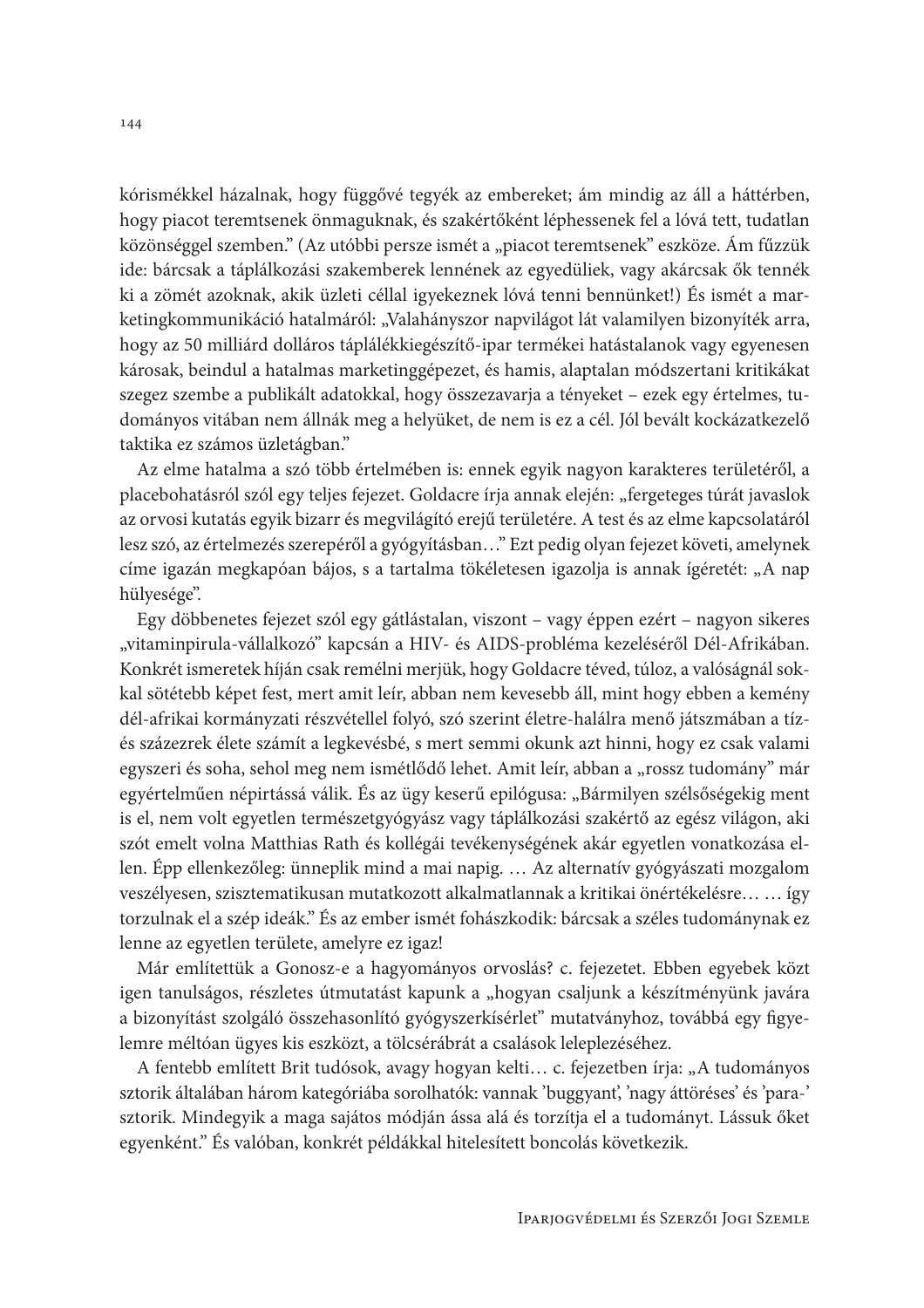kórismékkel házalnak, hogy függővé tegyék az embereket; ám mindig az áll a háttérben, hogy piacot teremtsenek önmaguknak, és szakértőként léphessenek fel a lóvá tett, tudatlan közönséggel szemben." (Az utóbbi persze ismét a „piacot teremtsenek" eszköze. Ám fűzzük ide: bárcsak a táplálkozási szakemberek lennének az egyedüliek, vagy akárcsak ők tennék ki a zömét azoknak, akik üzleti céllal igyekeznek lóvá tenni bennünket!) És ismét a marketingkommunikáció hatalmáról: „Valahányszor napvilágot lát valamilyen bizonyíték arra, hogy az 50 milliárd dolláros táplálékkiegészítő-ipar termékei hatástalanok vagy egyenesen károsak, beindul a hatalmas marketinggépezet, és hamis, alaptalan módszertani kritikákat szegez szembe a publikált adatokkal, hogy összezavarja a tényeket – ezek egy értelmes, tudományos vitában nem állnák meg a helyüket, de nem is ez a cél. Jól bevált kockázatkezelő taktika ez számos üzletágban."

Az elme hatalma a szó több értelmében is: ennek egyik nagyon karakteres területéről, a placebohatásról szól egy teljes fejezet. Goldacre írja annak elején: „fergeteges túrát javaslok az orvosi kutatás egyik bizarr és megvilágító erejű területére. A test és az elme kapcsolatáról lesz szó, az értelmezés szerepéről a gyógyításban…" Ezt pedig olyan fejezet követi, amelynek címe igazán megkapóan bájos, s a tartalma tökéletesen igazolja is annak ígéretét: „A nap hülyesége".

Egy döbbenetes fejezet szól egy gátlástalan, viszont – vagy éppen ezért – nagyon sikeres „vitaminpirula-vállalkozó" kapcsán a HIV- és AIDS-probléma kezeléséről Dél-Afrikában. Konkrét ismeretek híján csak remélni merjük, hogy Goldacre téved, túloz, a valóságnál sokkal sötétebb képet fest, mert amit leír, abban nem kevesebb áll, mint hogy ebben a kemény dél-afrikai kormányzati részvétellel folyó, szó szerint életre-halálra menő játszmában a tíz- és százezrek élete számít a legkevésbé, s mert semmi okunk azt hinni, hogy ez csak valami egyszeri és soha, sehol meg nem ismétlődő lehet. Amit leír, abban a „rossz tudomány" már egyértelműen népirtássá válik. És az ügy keserű epilógusa: „Bármilyen szélsőségekig ment is el, nem volt egyetlen természetgyógyász vagy táplálkozási szakértő az egész világon, aki szót emelt volna Matthias Rath és kollégái tevékenységének akár egyetlen vonatkozása ellen. Épp ellenkezőleg: ünneplik mind a mai napig. … Az alternatív gyógyászati mozgalom veszélyesen, szisztematikusan mutatkozott alkalmatlannak a kritikai önértékelésre… … így torzulnak el a szép ideák." És az ember ismét fohászkodik: bárcsak a széles tudománynak ez lenne az egyetlen területe, amelyre ez igaz!

Már említettük a Gonosz-e a hagyományos orvoslás? c. fejezetet. Ebben egyebek közt igen tanulságos, részletes útmutatást kapunk a „hogyan csaljunk a készítményünk javára a bizonyítást szolgáló összehasonlító gyógyszerkísérlet" mutatványhoz, továbbá egy figyelemre méltóan ügyes kis eszközt, a tölcsérábrát a csalások leleplezéséhez.

A fentebb említett Brit tudósok, avagy hogyan kelti… c. fejezetben írja: „A tudományos sztorik általában három kategóriába sorolhatók: vannak 'buggyant', 'nagy áttöréses' és 'para-' sztorik. Mindegyik a maga sajátos módján ássa alá és torzítja el a tudományt. Lássuk őket egyenként." És valóban, konkrét példákkal hitelesített boncolás következik.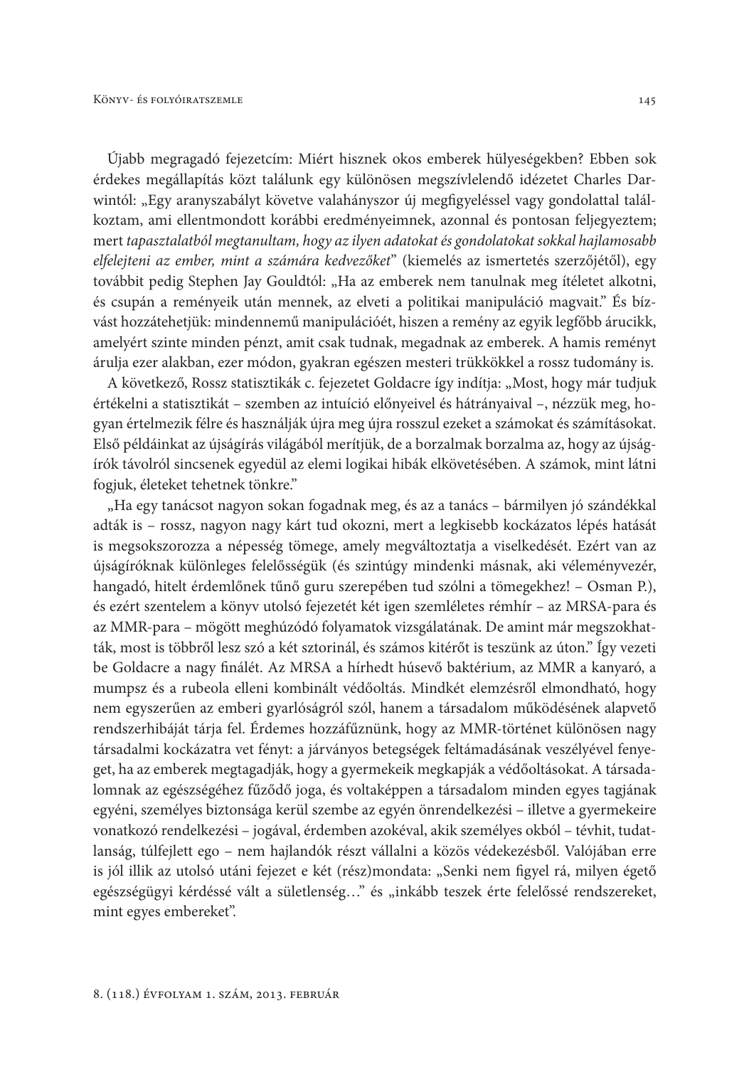Újabb megragadó fejezetcím: Miért hisznek okos emberek hülyeségekben? Ebben sok érdekes megállapítás közt találunk egy különösen megszívlelendő idézetet Charles Darwintól: „Egy aranyszabályt követve valahányszor új megfigyeléssel vagy gondolattal találkoztam, ami ellentmondott korábbi eredményeimnek, azonnal és pontosan feljegyeztem; mert *tapasztalatból megtanultam, hogy az ilyen adatokat és gondolatokat sokkal hajlamosabb elfelejteni az ember, mint a számára kedvezőket*" (kiemelés az ismertetés szerzőjétől), egy továbbit pedig Stephen Jay Gouldtól: „Ha az emberek nem tanulnak meg ítéletet alkotni, és csupán a reményeik után mennek, az elveti a politikai manipuláció magvait." És bízvást hozzátehetjük: mindennemű manipulációét, hiszen a remény az egyik legfőbb árucikk, amelyért szinte minden pénzt, amit csak tudnak, megadnak az emberek. A hamis reményt árulja ezer alakban, ezer módon, gyakran egészen mesteri trükkökkel a rossz tudomány is.

A következő, Rossz statisztikák c. fejezetet Goldacre így indítja: „Most, hogy már tudjuk értékelni a statisztikát – szemben az intuíció előnyeivel és hátrányaival –, nézzük meg, hogyan értelmezik félre és használják újra meg újra rosszul ezeket a számokat és számításokat. Első példáinkat az újságírás világából merítjük, de a borzalmak borzalma az, hogy az újságírók távolról sincsenek egyedül az elemi logikai hibák elkövetésében. A számok, mint látni fogjuk, életeket tehetnek tönkre."

„Ha egy tanácsot nagyon sokan fogadnak meg, és az a tanács – bármilyen jó szándékkal adták is – rossz, nagyon nagy kárt tud okozni, mert a legkisebb kockázatos lépés hatását is megsokszorozza a népesség tömege, amely megváltoztatja a viselkedését. Ezért van az újságíróknak különleges felelősségük (és szintúgy mindenki másnak, aki véleményvezér, hangadó, hitelt érdemlőnek tűnő guru szerepében tud szólni a tömegekhez! – Osman P.), és ezért szentelem a könyv utolsó fejezetét két igen szemléletes rémhír – az MRSA-para és az MMR-para – mögött meghúzódó folyamatok vizsgálatának. De amint már megszokhatták, most is többről lesz szó a két sztorinál, és számos kitérőt is teszünk az úton." Így vezeti be Goldacre a nagy finálét. Az MRSA a hírhedt húsevő baktérium, az MMR a kanyaró, a mumpsz és a rubeola elleni kombinált védőoltás. Mindkét elemzésről elmondható, hogy nem egyszerűen az emberi gyarlóságról szól, hanem a társadalom működésének alapvető rendszerhibáját tárja fel. Érdemes hozzáfűznünk, hogy az MMR-történet különösen nagy társadalmi kockázatra vet fényt: a járványos betegségek feltámadásának veszélyével fenyeget, ha az emberek megtagadják, hogy a gyermekeik megkapják a védőoltásokat. A társadalomnak az egészségéhez fűződő joga, és voltaképpen a társadalom minden egyes tagjának egyéni, személyes biztonsága kerül szembe az egyén önrendelkezési – illetve a gyermekeire vonatkozó rendelkezési – jogával, érdemben azokéval, akik személyes okból – tévhit, tudatlanság, túlfejlett ego – nem hajlandók részt vállalni a közös védekezésből. Valójában erre is jól illik az utolsó utáni fejezet e két (rész)mondata: „Senki nem figyel rá, milyen égető egészségügyi kérdéssé vált a születlenség…" és „inkább teszek érte felelőssé rendszereket, mint egyes embereket".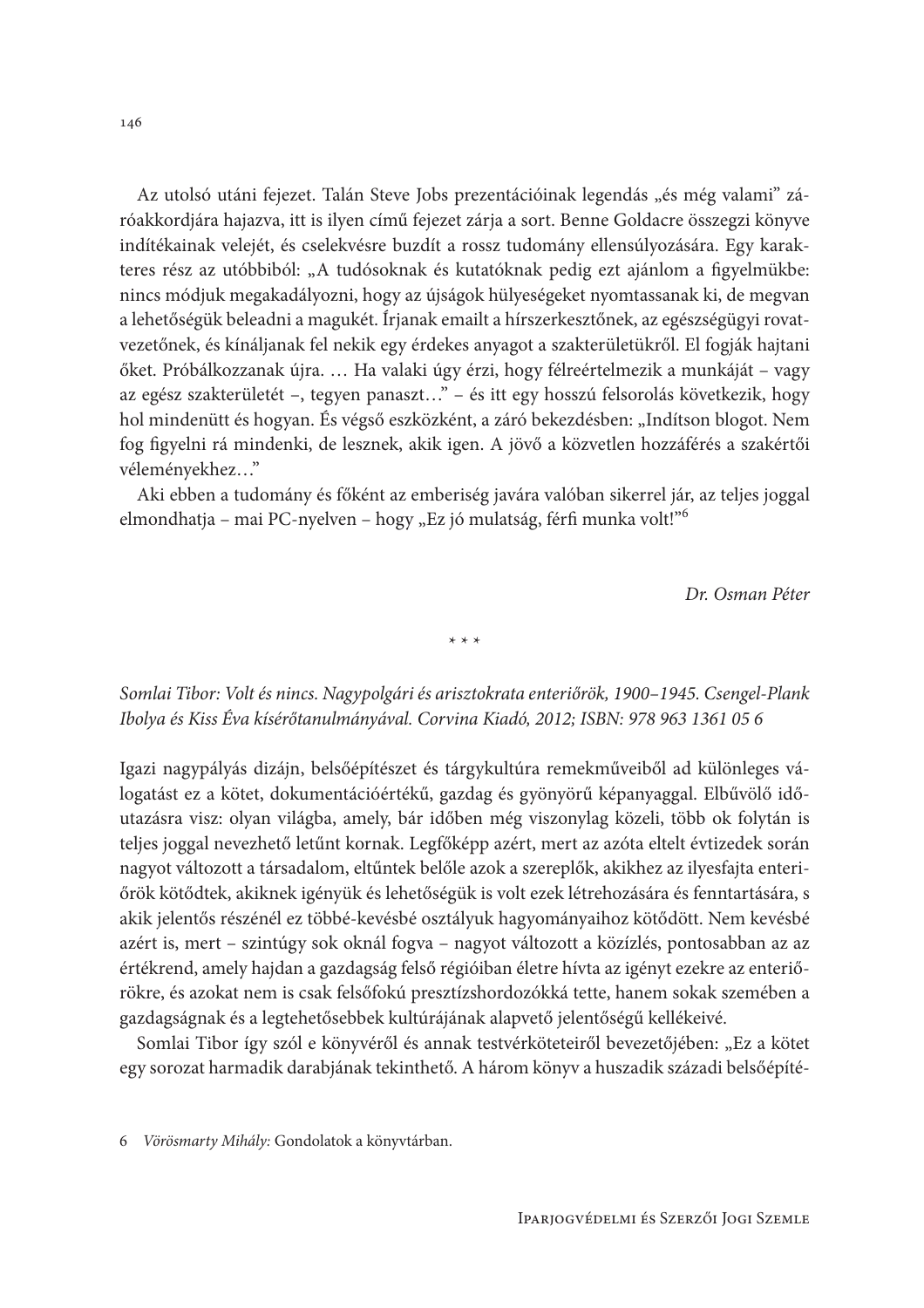Az utolsó utáni fejezet. Talán Steve Jobs prezentációinak legendás „és még valami" záróakkordjára hajazva, itt is ilyen című fejezet zárja a sort. Benne Goldacre összegzi könyve indítékainak velejét, és cselekvésre buzdít a rossz tudomány ellensúlyozására. Egy karakteres rész az utóbbiból: „A tudósoknak és kutatóknak pedig ezt ajánlom a figyelmükbe: nincs módjuk megakadályozni, hogy az újságok hülyeségeket nyomtassanak ki, de megvan a lehetőségük beleadni a magukét. Írjanak emailt a hírszerkesztőnek, az egészségügyi rovatvezetőnek, és kínáljanak fel nekik egy érdekes anyagot a szakterületükről. El fogják hajtani őket. Próbálkozzanak újra. … Ha valaki úgy érzi, hogy félreértelmezik a munkáját – vagy az egész szakterületét –, tegyen panaszt…" – és itt egy hosszú felsorolás következik, hogy hol mindenütt és hogyan. És végső eszközként, a záró bekezdésben: „Indítson blogot. Nem fog figyelni rá mindenki, de lesznek, akik igen. A jövő a közvetlen hozzáférés a szakértői véleményekhez…"

Aki ebben a tudomány és főként az emberiség javára valóban sikerrel jár, az teljes joggal elmondhatja – mai PC-nyelven – hogy „Ez jó mulatság, férfi munka volt!"[6]

*Dr. Osman Péter*

\* \* \*

*Somlai Tibor: Volt és nincs. Nagypolgári és arisztokrata enteriőrök, 1900–1945. Csengel-Plank Ibolya és Kiss Éva kísérőtanulmányával. Corvina Kiadó, 2012; ISBN: 978 963 1361 05 6*

Igazi nagypályás dizájn, belsőépítészet és tárgykultúra remekműveiből ad különleges válogatást ez a kötet, dokumentációértékű, gazdag és gyönyörű képanyaggal. Elbűvölő időutazásra visz: olyan világba, amely, bár időben még viszonylag közeli, több ok folytán is teljes joggal nevezhető letűnt kornak. Legfőképp azért, mert az azóta eltelt évtizedek során nagyot változott a társadalom, eltűntek belőle azok a szereplők, akikhez az ilyesfajta enteriőrök kötődtek, akiknek igényük és lehetőségük is volt ezek létrehozására és fenntartására, s akik jelentős részénél ez többé-kevésbé osztályuk hagyományaihoz kötődött. Nem kevésbé azért is, mert – szintúgy sok oknál fogva – nagyot változott a közízlés, pontosabban az az értékrend, amely hajdan a gazdagság felső régióiban életre hívta az igényt ezekre az enteriőrökre, és azokat nem is csak felsőfokú presztízshordozókká tette, hanem sokak szemében a gazdagságnak és a legtehetősebbek kultúrájának alapvető jelentőségű kellékeivé.

Somlai Tibor így szól e könyvéről és annak testvérköteteiről bevezetőjében: „Ez a kötet egy sorozat harmadik darabjának tekinthető. A három könyv a huszadik századi belsőépíté-

6 *Vörösmarty Mihály:* Gondolatok a könyvtárban.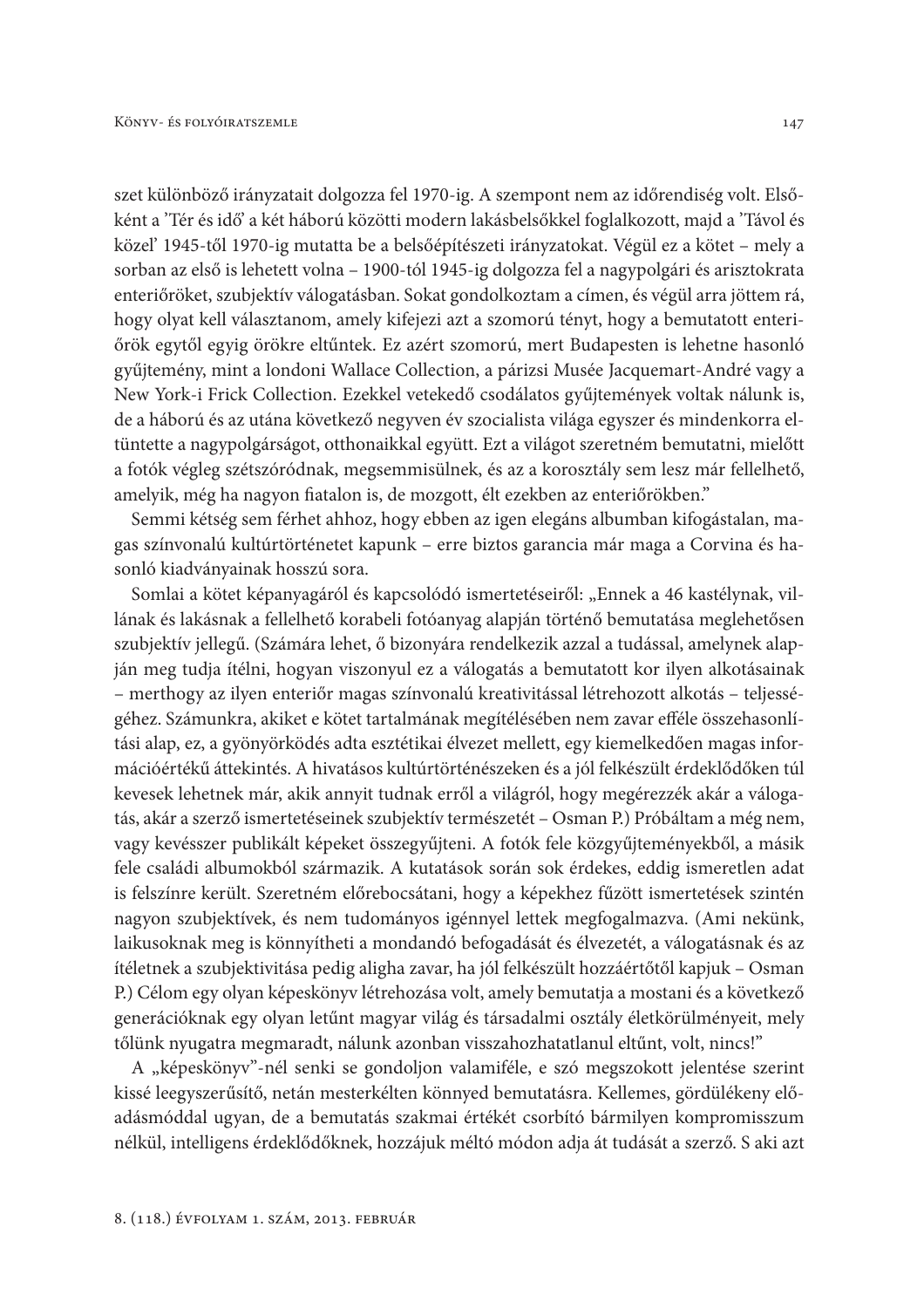szet különböző irányzatait dolgozza fel 1970-ig. A szempont nem az időrendiség volt. Elsőként a 'Tér és idő' a két háború közötti modern lakásbelsőkkel foglalkozott, majd a 'Távol és közel' 1945-től 1970-ig mutatta be a belsőépítészeti irányzatokat. Végül ez a kötet – mely a sorban az első is lehetett volna – 1900-tól 1945-ig dolgozza fel a nagypolgári és arisztokrata enteriőröket, szubjektív válogatásban. Sokat gondolkoztam a címen, és végül arra jöttem rá, hogy olyat kell választanom, amely kifejezi azt a szomorú tényt, hogy a bemutatott enteriőrök egytől egyig örökre eltűntek. Ez azért szomorú, mert Budapesten is lehetne hasonló gyűjtemény, mint a londoni Wallace Collection, a párizsi Musée Jacquemart-André vagy a New York-i Frick Collection. Ezekkel vetekedő csodálatos gyűjtemények voltak nálunk is, de a háború és az utána következő negyven év szocialista világa egyszer és mindenkorra eltüntette a nagypolgárságot, otthonaikkal együtt. Ezt a világot szeretném bemutatni, mielőtt a fotók végleg szétszóródnak, megsemmisülnek, és az a korosztály sem lesz már fellelhető, amelyik, még ha nagyon fiatalon is, de mozgott, élt ezekben az enteriőrökben."

Semmi kétség sem férhet ahhoz, hogy ebben az igen elegáns albumban kifogástalan, magas színvonalú kultúrtörténetet kapunk – erre biztos garancia már maga a Corvina és hasonló kiadványainak hosszú sora.

Somlai a kötet képanyagáról és kapcsolódó ismertetéseiről: „Ennek a 46 kastélynak, villának és lakásnak a fellelhető korabeli fotóanyag alapján történő bemutatása meglehetősen szubjektív jellegű. (Számára lehet, ő bizonyára rendelkezik azzal a tudással, amelynek alapján meg tudja ítélni, hogyan viszonyul ez a válogatás a bemutatott kor ilyen alkotásainak – merthogy az ilyen enteriőr magas színvonalú kreativitással létrehozott alkotás – teljességéhez. Számunkra, akiket e kötet tartalmának megítélésében nem zavar efféle összehasonlítási alap, ez, a gyönyörködés adta esztétikai élvezet mellett, egy kiemelkedően magas információértékű áttekintés. A hivatásos kultúrtörténészeken és a jól felkészült érdeklődőkön túl kevesek lehetnek már, akik annyit tudnak erről a világról, hogy megérezzék akár a válogatás, akár a szerző ismertetéseinek szubjektív természetét – Osman P.) Próbáltam a még nem, vagy kevésszer publikált képeket összegyűjteni. A fotók fele közgyűjteményekből, a másik fele családi albumokból származik. A kutatások során sok érdekes, eddig ismeretlen adat is felszínre került. Szeretném előrebocsátani, hogy a képekhez fűzött ismertetések szintén nagyon szubjektívek, és nem tudományos igénnyel lettek megfogalmazva. (Ami nekünk, laikusoknak meg is könnyítheti a mondandó befogadását és élvezetét, a válogatásnak és az ítéletnek a szubjektivitása pedig aligha zavar, ha jól felkészült hozzáértőtől kapjuk – Osman P.) Célom egy olyan képeskönyv létrehozása volt, amely bemutatja a mostani és a következő generációknak egy olyan letűnt magyar világ és társadalmi osztály életkörülményeit, mely tőlünk nyugatra megmaradt, nálunk azonban visszahozhatatlanul eltűnt, volt, nincs!"

A „képeskönyv"-nél senki se gondoljon valamiféle, e szó megszokott jelentése szerint kissé leegyszerűsítő, netán mesterkélten könnyed bemutatásra. Kellemes, gördülékeny előadásmóddal ugyan, de a bemutatás szakmai értékét csorbító bármilyen kompromisszum nélkül, intelligens érdeklődőknek, hozzájuk méltó módon adja át tudását a szerző. S aki azt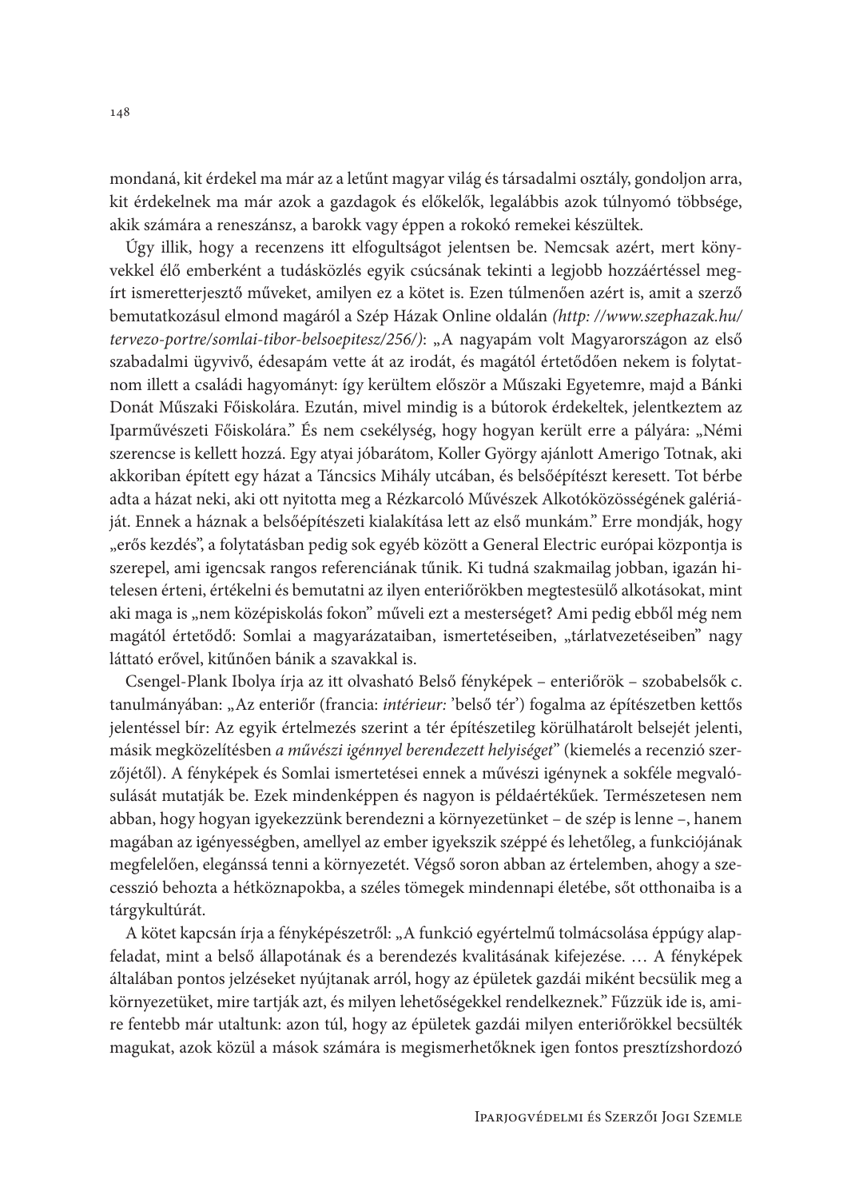mondaná, kit érdekel ma már az a letűnt magyar világ és társadalmi osztály, gondoljon arra, kit érdekelnek ma már azok a gazdagok és előkelők, legalábbis azok túlnyomó többsége, akik számára a reneszánsz, a barokk vagy éppen a rokokó remekei készültek.

Úgy illik, hogy a recenzens itt elfogultságot jelentsen be. Nemcsak azért, mert könyvekkel élő emberként a tudásközlés egyik csúcsának tekinti a legjobb hozzáértéssel megírt ismeretterjesztő műveket, amilyen ez a kötet is. Ezen túlmenően azért is, amit a szerző bemutatkozásul elmond magáról a Szép Házak Online oldalán *(http: //www.szephazak.hu/tervezo-portre/somlai-tibor-belsoepitesz/256/)*: „A nagyapám volt Magyarországon az első szabadalmi ügyvivő, édesapám vette át az irodát, és magától értetődően nekem is folytatnom illett a családi hagyományt: így kerültem először a Műszaki Egyetemre, majd a Bánki Donát Műszaki Főiskolára. Ezután, mivel mindig is a bútorok érdekeltek, jelentkeztem az Iparművészeti Főiskolára." És nem csekélység, hogy hogyan került erre a pályára: „Némi szerencse is kellett hozzá. Egy atyai jóbarátom, Koller György ajánlott Amerigo Totnak, aki akkoriban épített egy házat a Táncsics Mihály utcában, és belsőépítészt keresett. Tot bérbe adta a házat neki, aki ott nyitotta meg a Rézkarcoló Művészek Alkotóközösségének galériáját. Ennek a háznak a belsőépítészeti kialakítása lett az első munkám." Erre mondják, hogy „erős kezdés", a folytatásban pedig sok egyéb között a General Electric európai központja is szerepel, ami igencsak rangos referenciának tűnik. Ki tudná szakmailag jobban, igazán hitelesen érteni, értékelni és bemutatni az ilyen enteriőrökben megtestesülő alkotásokat, mint aki maga is „nem középiskolás fokon" műveli ezt a mesterséget? Ami pedig ebből még nem magától értetődő: Somlai a magyarázataiban, ismertetéseiben, „tárlatvezetéseiben" nagy láttató erővel, kitűnően bánik a szavakkal is.

Csengel-Plank Ibolya írja az itt olvasható Belső fényképek – enteriőrök – szobabelsők c. tanulmányában: „Az enteriőr (francia: *intérieur:* 'belső tér') fogalma az építészetben kettős jelentéssel bír: Az egyik értelmezés szerint a tér építészetileg körülhatárolt belsejét jelenti, másik megközelítésben *a művészi igénnyel berendezett helyiséget*" (kiemelés a recenzió szerzőjétől). A fényképek és Somlai ismertetései ennek a művészi igénynek a sokféle megvalósulását mutatják be. Ezek mindenképpen és nagyon is példaértékűek. Természetesen nem abban, hogy hogyan igyekezzünk berendezni a környezetünket – de szép is lenne –, hanem magában az igényességben, amellyel az ember igyekszik széppé és lehetőleg, a funkciójának megfelelően, elegánssá tenni a környezetét. Végső soron abban az értelemben, ahogy a szecesszió behozta a hétköznapokba, a széles tömegek mindennapi életébe, sőt otthonaiba is a tárgykultúrát.

A kötet kapcsán írja a fényképészetről: „A funkció egyértelmű tolmácsolása éppúgy alapfeladat, mint a belső állapotának és a berendezés kvalitásának kifejezése. … A fényképek általában pontos jelzéseket nyújtanak arról, hogy az épületek gazdái miként becsülik meg a környezetüket, mire tartják azt, és milyen lehetőségekkel rendelkeznek." Fűzzük ide is, amire fentebb már utaltunk: azon túl, hogy az épületek gazdái milyen enteriőrökkel becsülték magukat, azok közül a mások számára is megismerhetőknek igen fontos presztízshordozó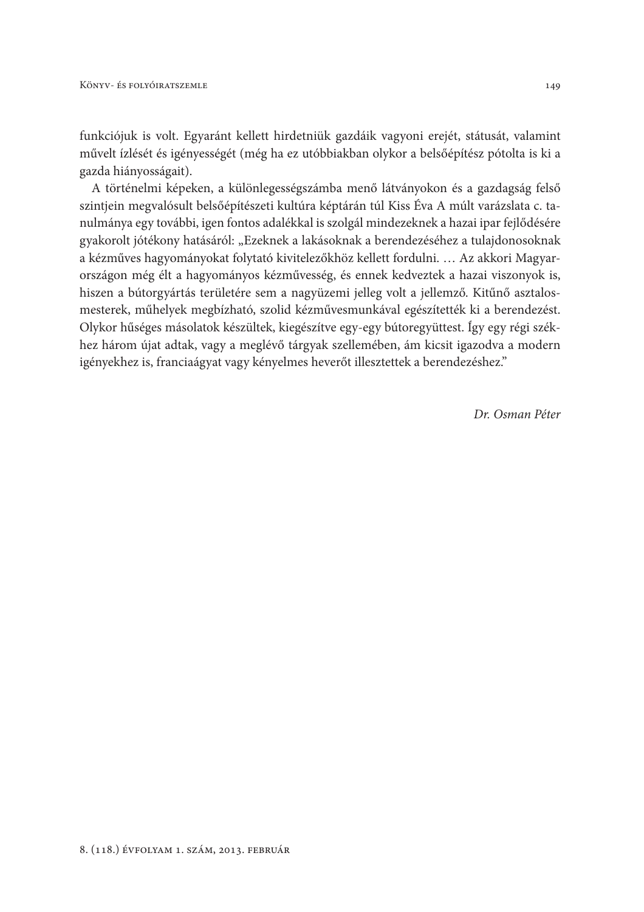funkciójuk is volt. Egyaránt kellett hirdetniük gazdáik vagyoni erejét, státusát, valamint művelt ízlését és igényességét (még ha ez utóbbiakban olykor a belsőépítész pótolta is ki a gazda hiányosságait).

A történelmi képeken, a különlegességszámba menő látványokon és a gazdagság felső szintjein megvalósult belsőépítészeti kultúra képtárán túl Kiss Éva A múlt varázslata c. tanulmánya egy további, igen fontos adalékkal is szolgál mindezeknek a hazai ipar fejlődésére gyakorolt jótékony hatásáról: „Ezeknek a lakásoknak a berendezéséhez a tulajdonosoknak a kézműves hagyományokat folytató kivitelezőkhöz kellett fordulni. … Az akkori Magyarországon még élt a hagyományos kézművesség, és ennek kedveztek a hazai viszonyok is, hiszen a bútorgyártás területére sem a nagyüzemi jelleg volt a jellemző. Kitűnő asztalosmesterek, műhelyek megbízható, szolid kézművesmunkával egészítették ki a berendezést. Olykor hűséges másolatok készültek, kiegészítve egy-egy bútoregyüttest. Így egy régi székhez három újat adtak, vagy a meglévő tárgyak szellemében, ám kicsit igazodva a modern igényekhez is, franciaágyat vagy kényelmes heverőt illesztettek a berendezéshez."

*Dr. Osman Péter*